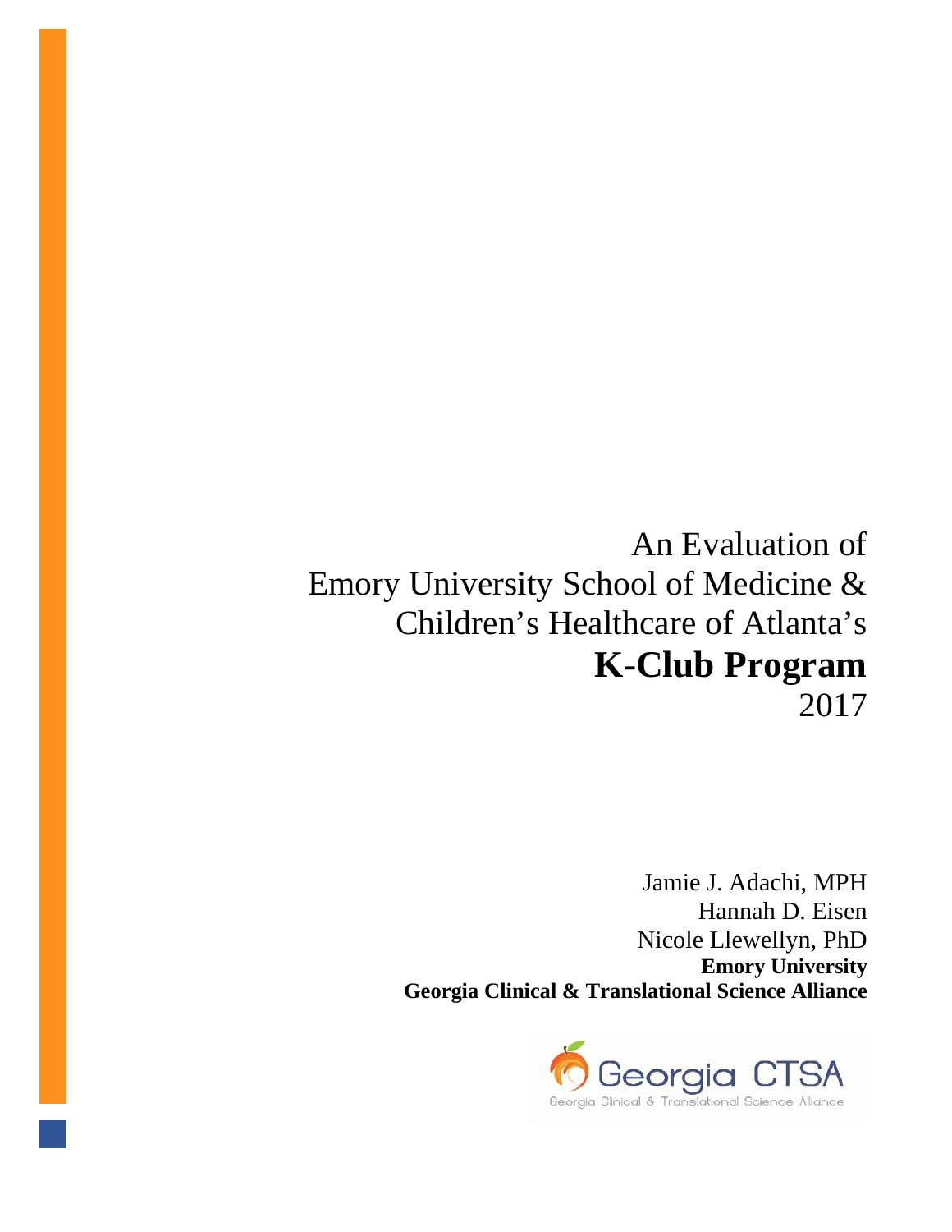# An Evaluation of Emory University School of Medicine & Children's Healthcare of Atlanta's **K-Club Program** 2017

Jamie J. Adachi, MPH
Hannah D. Eisen
Nicole Llewellyn, PhD
**Emory University**
**Georgia Clinical & Translational Science Alliance**

Georgia CTSA
Georgia Clinical & Translational Science Alliance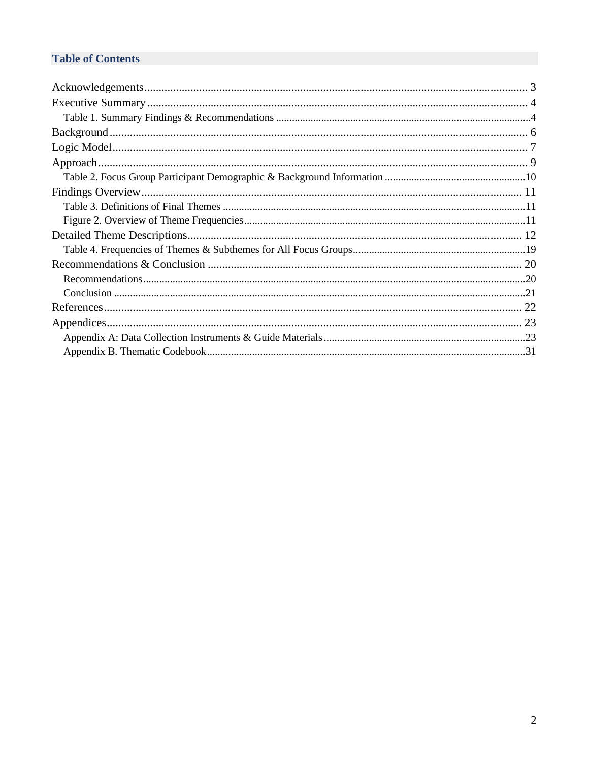## Table of Contents

Acknowledgements ........................................ 3
Executive Summary ........................................ 4
  Table 1. Summary Findings & Recommendations ........................................ 4
Background ........................................ 6
Logic Model ........................................ 7
Approach ........................................ 9
  Table 2. Focus Group Participant Demographic & Background Information ........................................ 10
Findings Overview ........................................ 11
  Table 3. Definitions of Final Themes ........................................ 11
  Figure 2. Overview of Theme Frequencies ........................................ 11
Detailed Theme Descriptions ........................................ 12
  Table 4. Frequencies of Themes & Subthemes for All Focus Groups ........................................ 19
Recommendations & Conclusion ........................................ 20
  Recommendations ........................................ 20
  Conclusion ........................................ 21
References ........................................ 22
Appendices ........................................ 23
  Appendix A: Data Collection Instruments & Guide Materials ........................................ 23
  Appendix B. Thematic Codebook ........................................ 31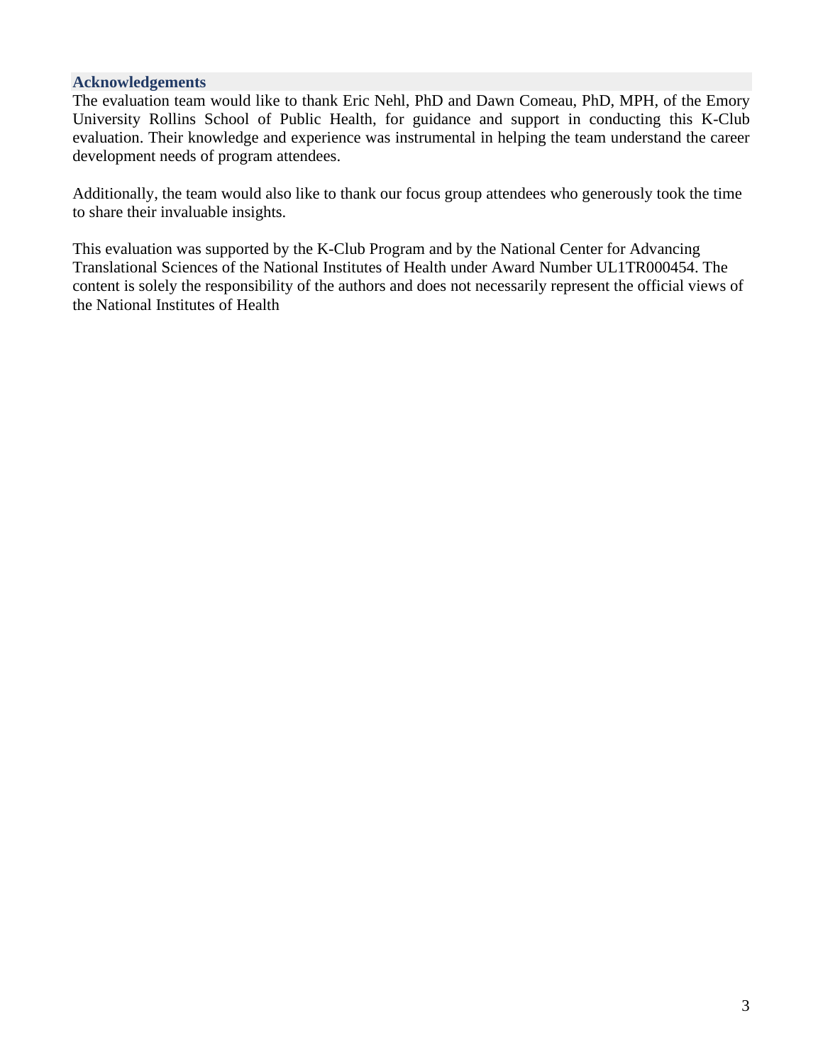## Acknowledgements

The evaluation team would like to thank Eric Nehl, PhD and Dawn Comeau, PhD, MPH, of the Emory University Rollins School of Public Health, for guidance and support in conducting this K-Club evaluation. Their knowledge and experience was instrumental in helping the team understand the career development needs of program attendees.

Additionally, the team would also like to thank our focus group attendees who generously took the time to share their invaluable insights.

This evaluation was supported by the K-Club Program and by the National Center for Advancing Translational Sciences of the National Institutes of Health under Award Number UL1TR000454. The content is solely the responsibility of the authors and does not necessarily represent the official views of the National Institutes of Health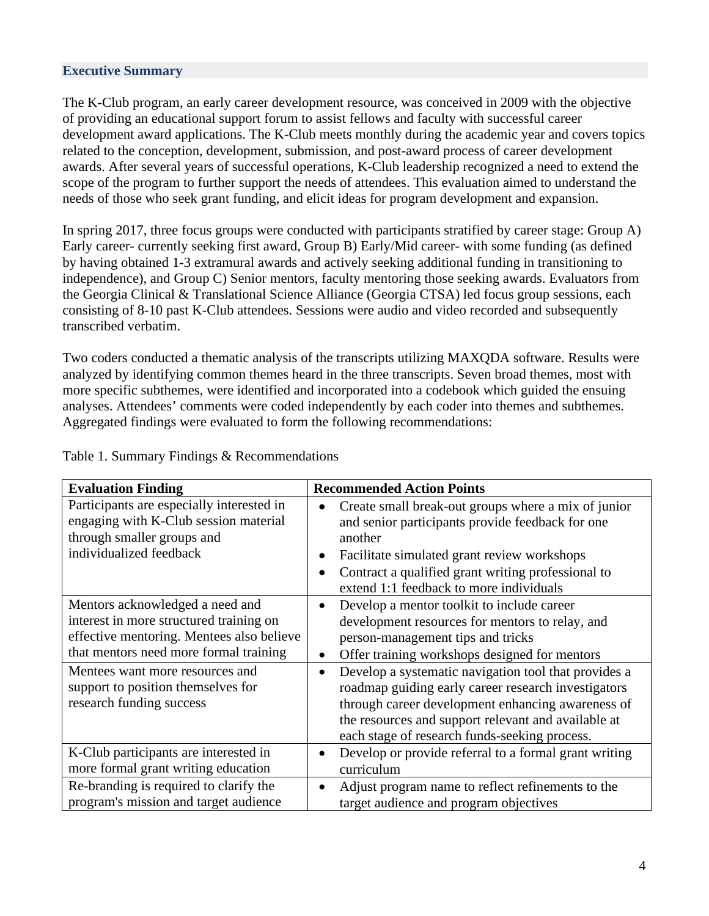## Executive Summary

The K-Club program, an early career development resource, was conceived in 2009 with the objective of providing an educational support forum to assist fellows and faculty with successful career development award applications. The K-Club meets monthly during the academic year and covers topics related to the conception, development, submission, and post-award process of career development awards. After several years of successful operations, K-Club leadership recognized a need to extend the scope of the program to further support the needs of attendees. This evaluation aimed to understand the needs of those who seek grant funding, and elicit ideas for program development and expansion.

In spring 2017, three focus groups were conducted with participants stratified by career stage: Group A) Early career- currently seeking first award, Group B) Early/Mid career- with some funding (as defined by having obtained 1-3 extramural awards and actively seeking additional funding in transitioning to independence), and Group C) Senior mentors, faculty mentoring those seeking awards. Evaluators from the Georgia Clinical & Translational Science Alliance (Georgia CTSA) led focus group sessions, each consisting of 8-10 past K-Club attendees. Sessions were audio and video recorded and subsequently transcribed verbatim.

Two coders conducted a thematic analysis of the transcripts utilizing MAXQDA software. Results were analyzed by identifying common themes heard in the three transcripts. Seven broad themes, most with more specific subthemes, were identified and incorporated into a codebook which guided the ensuing analyses. Attendees' comments were coded independently by each coder into themes and subthemes. Aggregated findings were evaluated to form the following recommendations:

Table 1. Summary Findings & Recommendations

| Evaluation Finding | Recommended Action Points |
| --- | --- |
| Participants are especially interested in engaging with K-Club session material through smaller groups and individualized feedback | • Create small break-out groups where a mix of junior and senior participants provide feedback for one another<br>• Facilitate simulated grant review workshops<br>• Contract a qualified grant writing professional to extend 1:1 feedback to more individuals |
| Mentors acknowledged a need and interest in more structured training on effective mentoring. Mentees also believe that mentors need more formal training | • Develop a mentor toolkit to include career development resources for mentors to relay, and person-management tips and tricks<br>• Offer training workshops designed for mentors |
| Mentees want more resources and support to position themselves for research funding success | • Develop a systematic navigation tool that provides a roadmap guiding early career research investigators through career development enhancing awareness of the resources and support relevant and available at each stage of research funds-seeking process. |
| K-Club participants are interested in more formal grant writing education | • Develop or provide referral to a formal grant writing curriculum |
| Re-branding is required to clarify the program's mission and target audience | • Adjust program name to reflect refinements to the target audience and program objectives |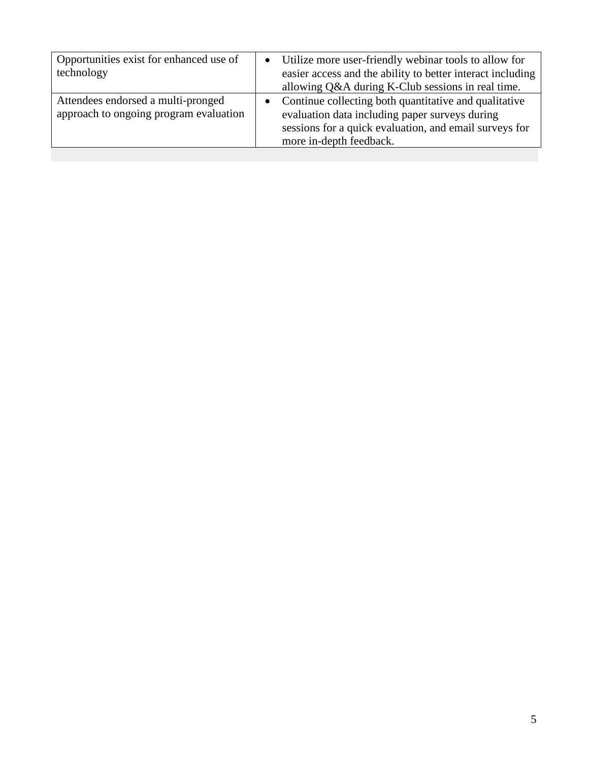| | |
|---|---|
| Opportunities exist for enhanced use of technology | • Utilize more user-friendly webinar tools to allow for easier access and the ability to better interact including allowing Q&A during K-Club sessions in real time. |
| Attendees endorsed a multi-pronged approach to ongoing program evaluation | • Continue collecting both quantitative and qualitative evaluation data including paper surveys during sessions for a quick evaluation, and email surveys for more in-depth feedback. |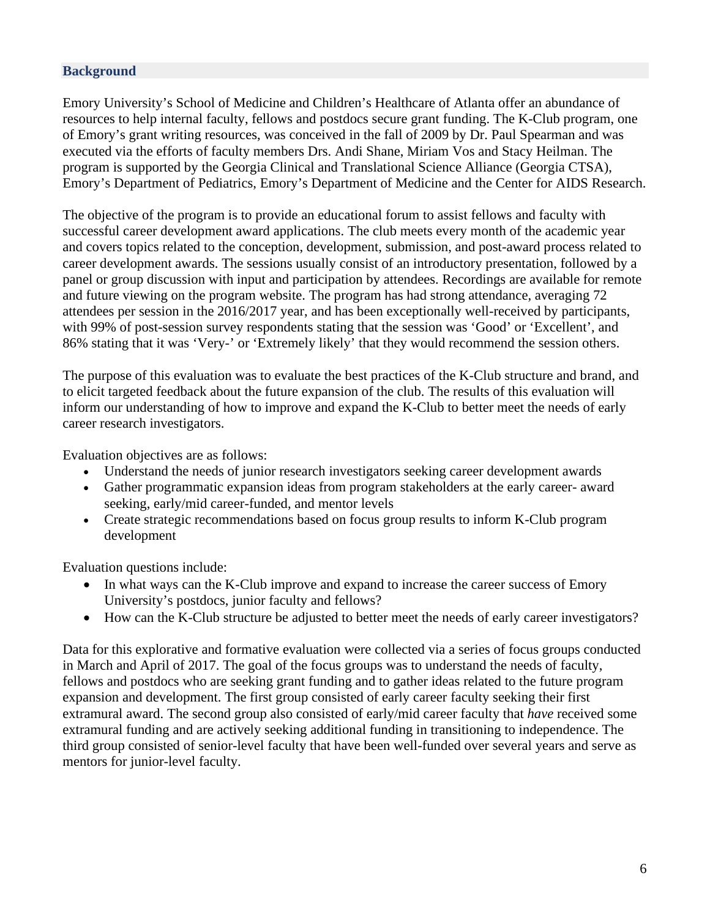## Background

Emory University's School of Medicine and Children's Healthcare of Atlanta offer an abundance of resources to help internal faculty, fellows and postdocs secure grant funding. The K-Club program, one of Emory's grant writing resources, was conceived in the fall of 2009 by Dr. Paul Spearman and was executed via the efforts of faculty members Drs. Andi Shane, Miriam Vos and Stacy Heilman. The program is supported by the Georgia Clinical and Translational Science Alliance (Georgia CTSA), Emory's Department of Pediatrics, Emory's Department of Medicine and the Center for AIDS Research.

The objective of the program is to provide an educational forum to assist fellows and faculty with successful career development award applications. The club meets every month of the academic year and covers topics related to the conception, development, submission, and post-award process related to career development awards. The sessions usually consist of an introductory presentation, followed by a panel or group discussion with input and participation by attendees. Recordings are available for remote and future viewing on the program website. The program has had strong attendance, averaging 72 attendees per session in the 2016/2017 year, and has been exceptionally well-received by participants, with 99% of post-session survey respondents stating that the session was 'Good' or 'Excellent', and 86% stating that it was 'Very-' or 'Extremely likely' that they would recommend the session others.

The purpose of this evaluation was to evaluate the best practices of the K-Club structure and brand, and to elicit targeted feedback about the future expansion of the club. The results of this evaluation will inform our understanding of how to improve and expand the K-Club to better meet the needs of early career research investigators.

Evaluation objectives are as follows:

- Understand the needs of junior research investigators seeking career development awards
- Gather programmatic expansion ideas from program stakeholders at the early career- award seeking, early/mid career-funded, and mentor levels
- Create strategic recommendations based on focus group results to inform K-Club program development

Evaluation questions include:

- In what ways can the K-Club improve and expand to increase the career success of Emory University's postdocs, junior faculty and fellows?
- How can the K-Club structure be adjusted to better meet the needs of early career investigators?

Data for this explorative and formative evaluation were collected via a series of focus groups conducted in March and April of 2017. The goal of the focus groups was to understand the needs of faculty, fellows and postdocs who are seeking grant funding and to gather ideas related to the future program expansion and development. The first group consisted of early career faculty seeking their first extramural award. The second group also consisted of early/mid career faculty that *have* received some extramural funding and are actively seeking additional funding in transitioning to independence. The third group consisted of senior-level faculty that have been well-funded over several years and serve as mentors for junior-level faculty.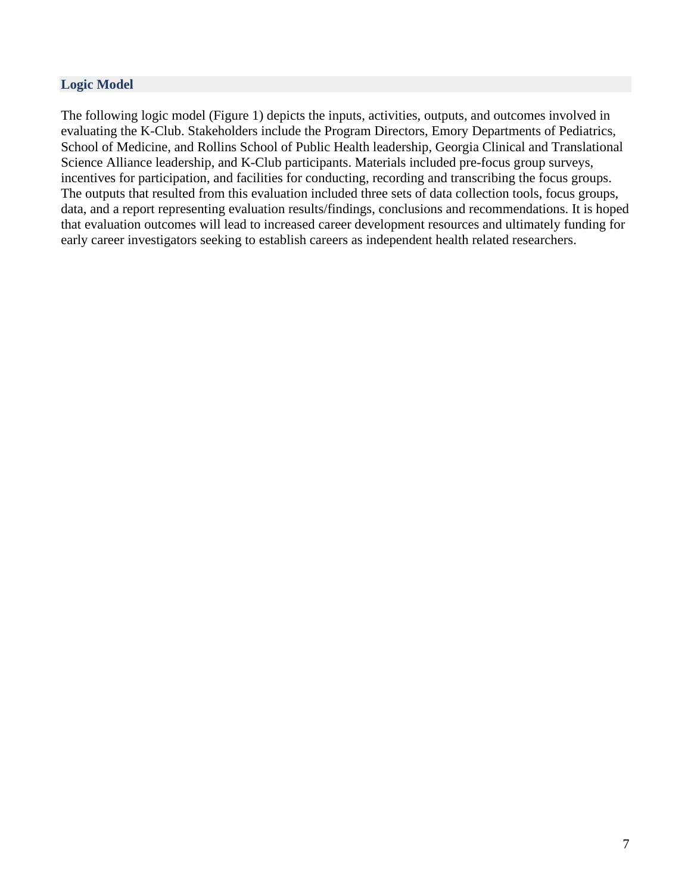## Logic Model

The following logic model (Figure 1) depicts the inputs, activities, outputs, and outcomes involved in evaluating the K-Club. Stakeholders include the Program Directors, Emory Departments of Pediatrics, School of Medicine, and Rollins School of Public Health leadership, Georgia Clinical and Translational Science Alliance leadership, and K-Club participants. Materials included pre-focus group surveys, incentives for participation, and facilities for conducting, recording and transcribing the focus groups. The outputs that resulted from this evaluation included three sets of data collection tools, focus groups, data, and a report representing evaluation results/findings, conclusions and recommendations. It is hoped that evaluation outcomes will lead to increased career development resources and ultimately funding for early career investigators seeking to establish careers as independent health related researchers.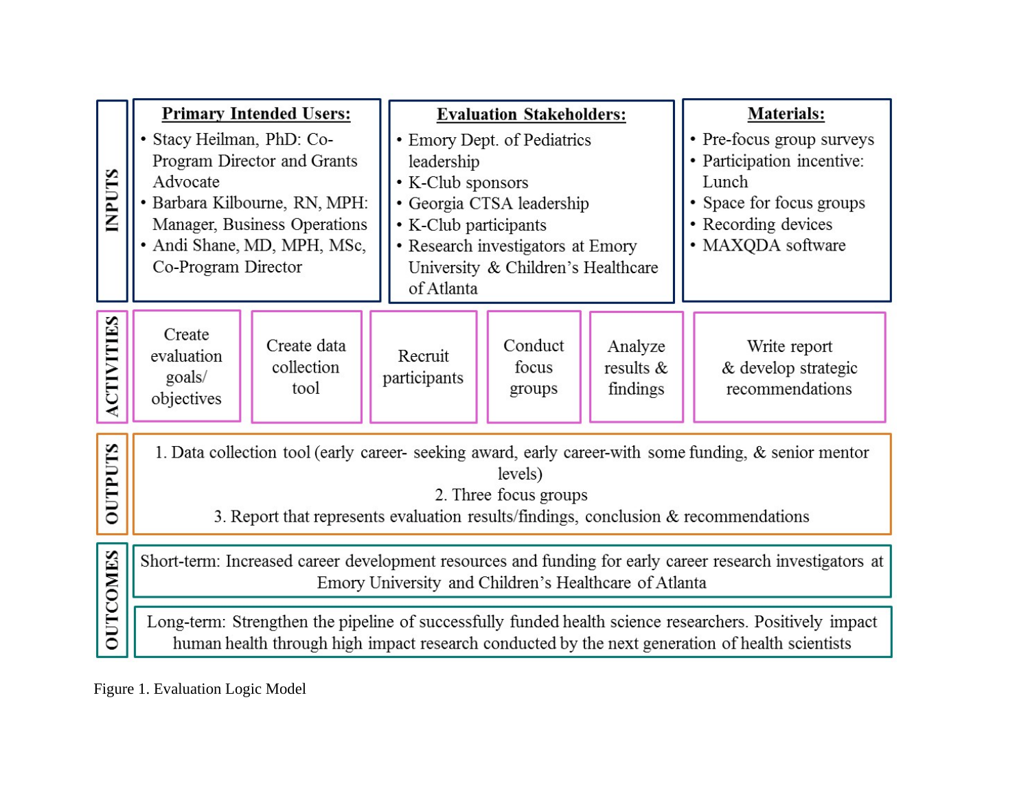| | | | | | |
|---|---|---|---|---|---|
| **INPUTS** | **Primary Intended Users:**<br>• Stacy Heilman, PhD: Co-Program Director and Grants Advocate<br>• Barbara Kilbourne, RN, MPH: Manager, Business Operations<br>• Andi Shane, MD, MPH, MSc, Co-Program Director | | **Evaluation Stakeholders:**<br>• Emory Dept. of Pediatrics leadership<br>• K-Club sponsors<br>• Georgia CTSA leadership<br>• K-Club participants<br>• Research investigators at Emory University & Children's Healthcare of Atlanta | | **Materials:**<br>• Pre-focus group surveys<br>• Participation incentive: Lunch<br>• Space for focus groups<br>• Recording devices<br>• MAXQDA software |
| **ACTIVITIES** | Create evaluation goals/ objectives | Create data collection tool | Recruit participants | Conduct focus groups | Analyze results & findings | Write report & develop strategic recommendations |
| **OUTPUTS** | 1. Data collection tool (early career- seeking award, early career-with some funding, & senior mentor levels)<br>2. Three focus groups<br>3. Report that represents evaluation results/findings, conclusion & recommendations | | | | | |
| **OUTCOMES** | Short-term: Increased career development resources and funding for early career research investigators at Emory University and Children's Healthcare of Atlanta<br><br>Long-term: Strengthen the pipeline of successfully funded health science researchers. Positively impact human health through high impact research conducted by the next generation of health scientists | | | | | |

Figure 1. Evaluation Logic Model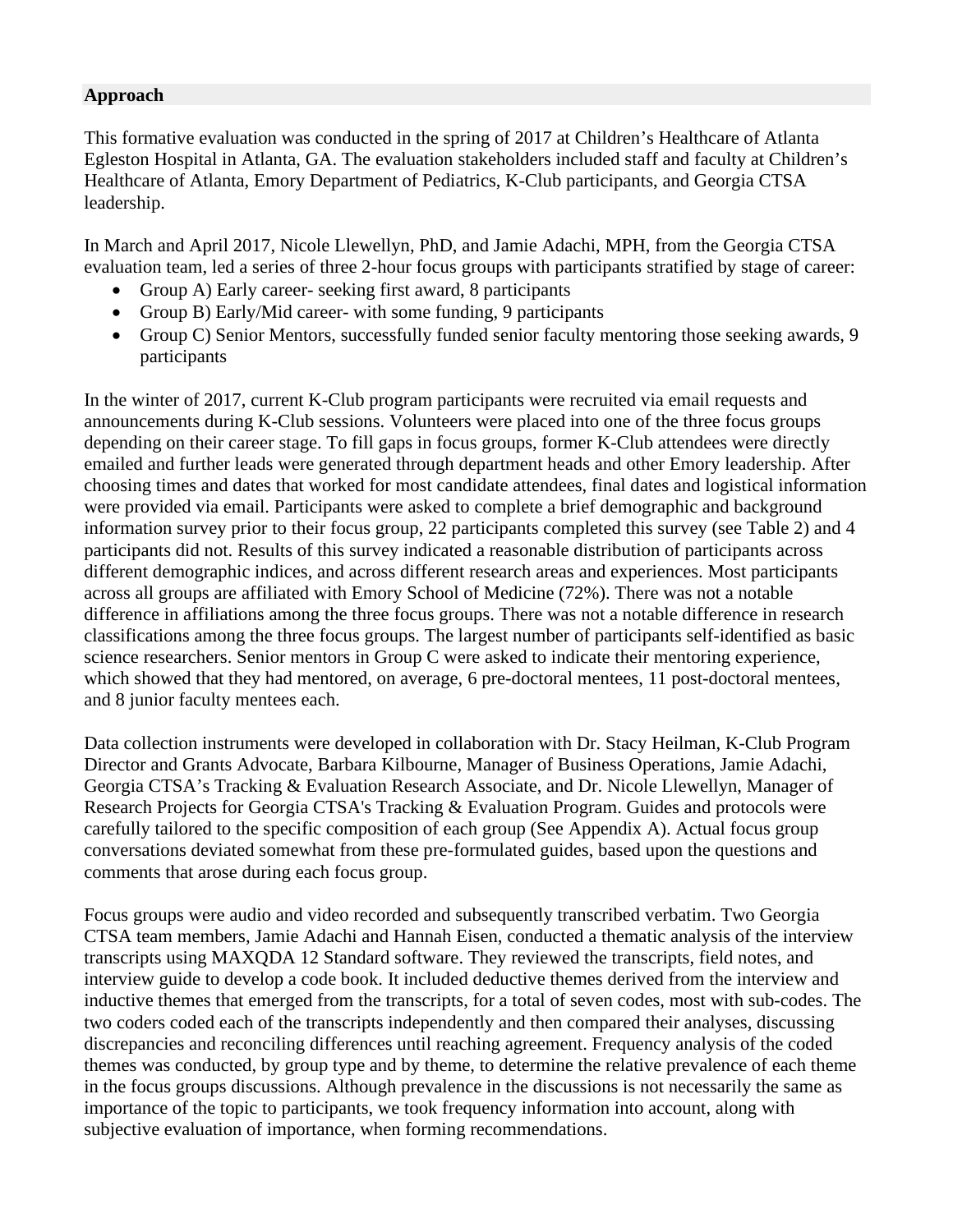## Approach

This formative evaluation was conducted in the spring of 2017 at Children's Healthcare of Atlanta Egleston Hospital in Atlanta, GA. The evaluation stakeholders included staff and faculty at Children's Healthcare of Atlanta, Emory Department of Pediatrics, K-Club participants, and Georgia CTSA leadership.

In March and April 2017, Nicole Llewellyn, PhD, and Jamie Adachi, MPH, from the Georgia CTSA evaluation team, led a series of three 2-hour focus groups with participants stratified by stage of career:

- Group A) Early career- seeking first award, 8 participants
- Group B) Early/Mid career- with some funding, 9 participants
- Group C) Senior Mentors, successfully funded senior faculty mentoring those seeking awards, 9 participants

In the winter of 2017, current K-Club program participants were recruited via email requests and announcements during K-Club sessions. Volunteers were placed into one of the three focus groups depending on their career stage. To fill gaps in focus groups, former K-Club attendees were directly emailed and further leads were generated through department heads and other Emory leadership. After choosing times and dates that worked for most candidate attendees, final dates and logistical information were provided via email. Participants were asked to complete a brief demographic and background information survey prior to their focus group, 22 participants completed this survey (see Table 2) and 4 participants did not. Results of this survey indicated a reasonable distribution of participants across different demographic indices, and across different research areas and experiences. Most participants across all groups are affiliated with Emory School of Medicine (72%). There was not a notable difference in affiliations among the three focus groups. There was not a notable difference in research classifications among the three focus groups. The largest number of participants self-identified as basic science researchers. Senior mentors in Group C were asked to indicate their mentoring experience, which showed that they had mentored, on average, 6 pre-doctoral mentees, 11 post-doctoral mentees, and 8 junior faculty mentees each.

Data collection instruments were developed in collaboration with Dr. Stacy Heilman, K-Club Program Director and Grants Advocate, Barbara Kilbourne, Manager of Business Operations, Jamie Adachi, Georgia CTSA's Tracking & Evaluation Research Associate, and Dr. Nicole Llewellyn, Manager of Research Projects for Georgia CTSA's Tracking & Evaluation Program. Guides and protocols were carefully tailored to the specific composition of each group (See Appendix A). Actual focus group conversations deviated somewhat from these pre-formulated guides, based upon the questions and comments that arose during each focus group.

Focus groups were audio and video recorded and subsequently transcribed verbatim. Two Georgia CTSA team members, Jamie Adachi and Hannah Eisen, conducted a thematic analysis of the interview transcripts using MAXQDA 12 Standard software. They reviewed the transcripts, field notes, and interview guide to develop a code book. It included deductive themes derived from the interview and inductive themes that emerged from the transcripts, for a total of seven codes, most with sub-codes. The two coders coded each of the transcripts independently and then compared their analyses, discussing discrepancies and reconciling differences until reaching agreement. Frequency analysis of the coded themes was conducted, by group type and by theme, to determine the relative prevalence of each theme in the focus groups discussions. Although prevalence in the discussions is not necessarily the same as importance of the topic to participants, we took frequency information into account, along with subjective evaluation of importance, when forming recommendations.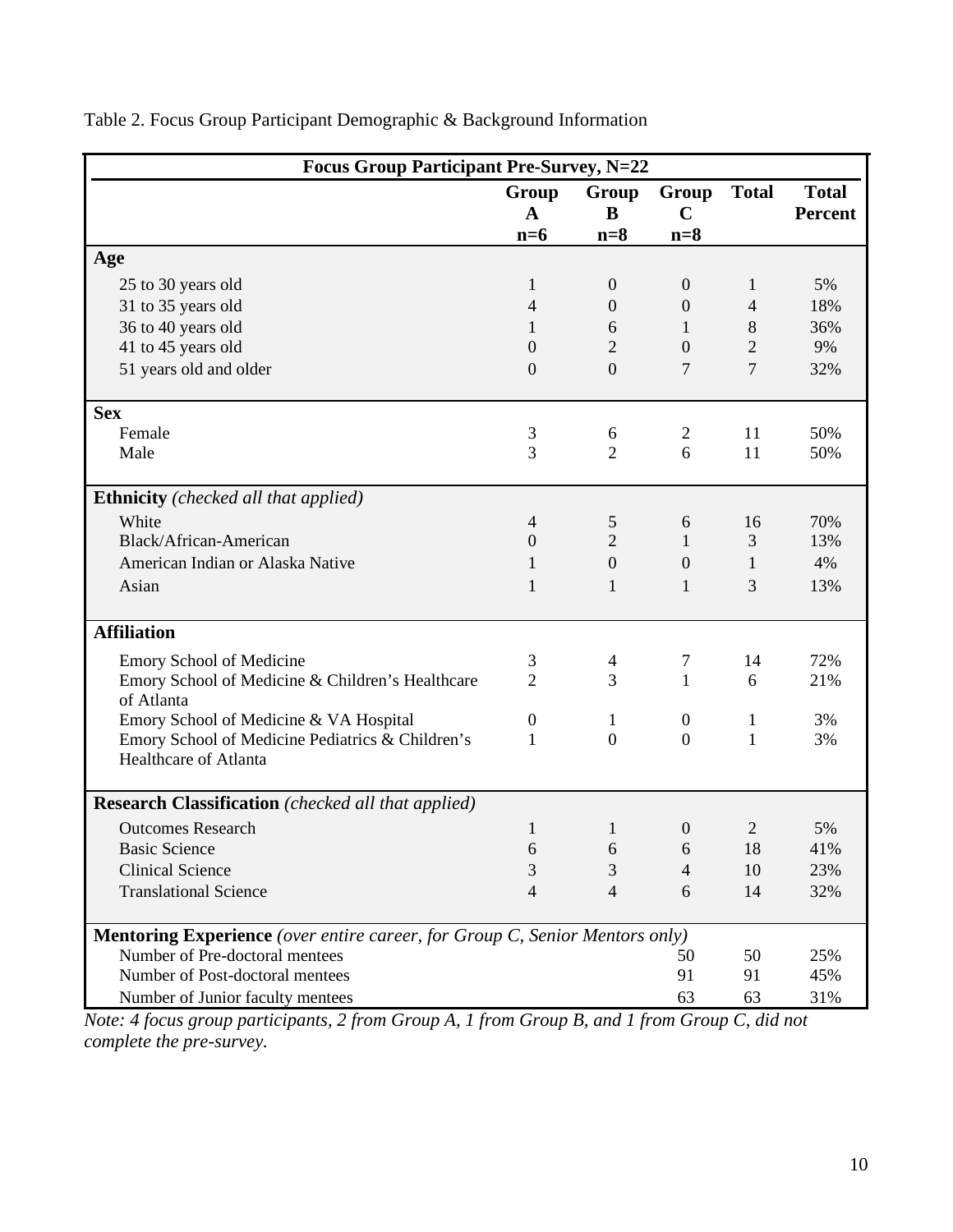Table 2. Focus Group Participant Demographic & Background Information

| Focus Group Participant Pre-Survey, N=22 | | | | | |
|---|---|---|---|---|---|
| | Group A n=6 | Group B n=8 | Group C n=8 | Total | Total Percent |
| **Age** | | | | | |
| 25 to 30 years old | 1 | 0 | 0 | 1 | 5% |
| 31 to 35 years old | 4 | 0 | 0 | 4 | 18% |
| 36 to 40 years old | 1 | 6 | 1 | 8 | 36% |
| 41 to 45 years old | 0 | 2 | 0 | 2 | 9% |
| 51 years old and older | 0 | 0 | 7 | 7 | 32% |
| **Sex** | | | | | |
| Female | 3 | 6 | 2 | 11 | 50% |
| Male | 3 | 2 | 6 | 11 | 50% |
| **Ethnicity** *(checked all that applied)* | | | | | |
| White | 4 | 5 | 6 | 16 | 70% |
| Black/African-American | 0 | 2 | 1 | 3 | 13% |
| American Indian or Alaska Native | 1 | 0 | 0 | 1 | 4% |
| Asian | 1 | 1 | 1 | 3 | 13% |
| **Affiliation** | | | | | |
| Emory School of Medicine | 3 | 4 | 7 | 14 | 72% |
| Emory School of Medicine & Children's Healthcare of Atlanta | 2 | 3 | 1 | 6 | 21% |
| Emory School of Medicine & VA Hospital | 0 | 1 | 0 | 1 | 3% |
| Emory School of Medicine Pediatrics & Children's Healthcare of Atlanta | 1 | 0 | 0 | 1 | 3% |
| **Research Classification** *(checked all that applied)* | | | | | |
| Outcomes Research | 1 | 1 | 0 | 2 | 5% |
| Basic Science | 6 | 6 | 6 | 18 | 41% |
| Clinical Science | 3 | 3 | 4 | 10 | 23% |
| Translational Science | 4 | 4 | 6 | 14 | 32% |
| **Mentoring Experience** *(over entire career, for Group C, Senior Mentors only)* | | | | | |
| Number of Pre-doctoral mentees | | | 50 | 50 | 25% |
| Number of Post-doctoral mentees | | | 91 | 91 | 45% |
| Number of Junior faculty mentees | | | 63 | 63 | 31% |

*Note: 4 focus group participants, 2 from Group A, 1 from Group B, and 1 from Group C, did not complete the pre-survey.*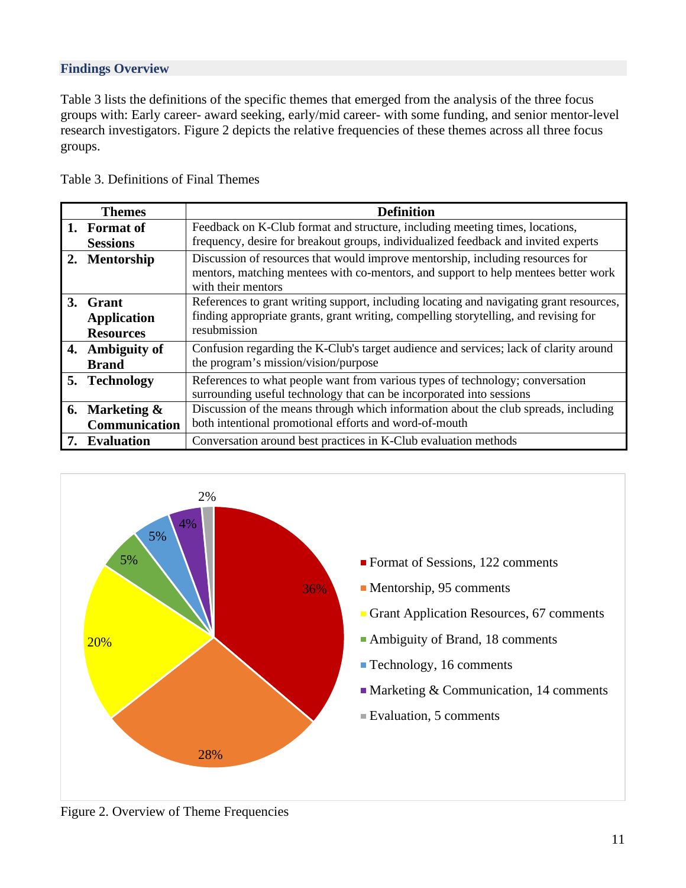### Findings Overview

Table 3 lists the definitions of the specific themes that emerged from the analysis of the three focus groups with: Early career- award seeking, early/mid career- with some funding, and senior mentor-level research investigators. Figure 2 depicts the relative frequencies of these themes across all three focus groups.

Table 3. Definitions of Final Themes

| Themes | Definition |
|---|---|
| **1. Format of Sessions** | Feedback on K-Club format and structure, including meeting times, locations, frequency, desire for breakout groups, individualized feedback and invited experts |
| **2. Mentorship** | Discussion of resources that would improve mentorship, including resources for mentors, matching mentees with co-mentors, and support to help mentees better work with their mentors |
| **3. Grant Application Resources** | References to grant writing support, including locating and navigating grant resources, finding appropriate grants, grant writing, compelling storytelling, and revising for resubmission |
| **4. Ambiguity of Brand** | Confusion regarding the K-Club's target audience and services; lack of clarity around the program's mission/vision/purpose |
| **5. Technology** | References to what people want from various types of technology; conversation surrounding useful technology that can be incorporated into sessions |
| **6. Marketing & Communication** | Discussion of the means through which information about the club spreads, including both intentional promotional efforts and word-of-mouth |
| **7. Evaluation** | Conversation around best practices in K-Club evaluation methods |

| Theme | Comments | Percentage |
|---|---|---|
| Format of Sessions | 122 | 36% |
| Mentorship | 95 | 28% |
| Grant Application Resources | 67 | 20% |
| Ambiguity of Brand | 18 | 5% |
| Technology | 16 | 5% |
| Marketing & Communication | 14 | 4% |
| Evaluation | 5 | 2% |

Figure 2. Overview of Theme Frequencies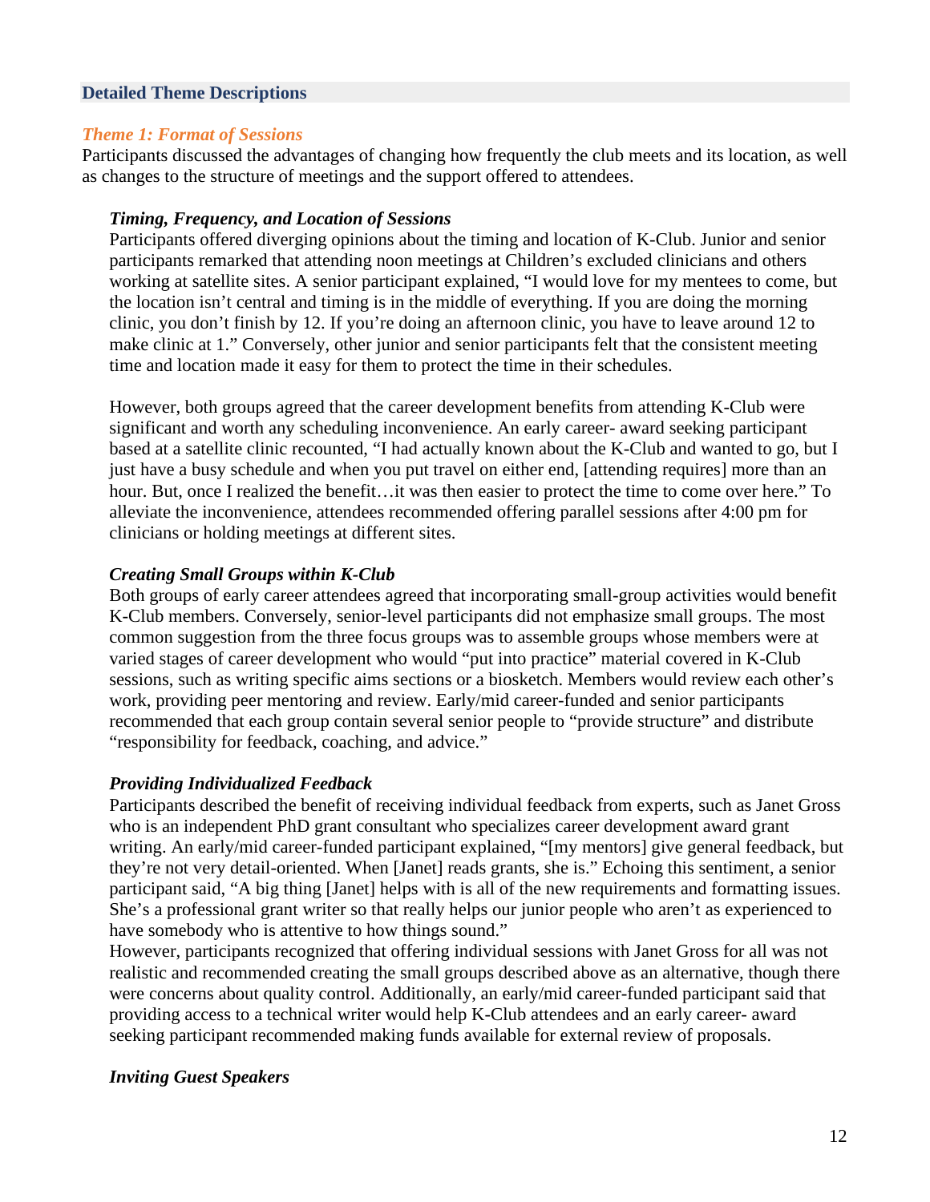## Detailed Theme Descriptions

### *Theme 1: Format of Sessions*

Participants discussed the advantages of changing how frequently the club meets and its location, as well as changes to the structure of meetings and the support offered to attendees.

#### *Timing, Frequency, and Location of Sessions*

Participants offered diverging opinions about the timing and location of K-Club. Junior and senior participants remarked that attending noon meetings at Children's excluded clinicians and others working at satellite sites. A senior participant explained, "I would love for my mentees to come, but the location isn't central and timing is in the middle of everything. If you are doing the morning clinic, you don't finish by 12. If you're doing an afternoon clinic, you have to leave around 12 to make clinic at 1." Conversely, other junior and senior participants felt that the consistent meeting time and location made it easy for them to protect the time in their schedules.

However, both groups agreed that the career development benefits from attending K-Club were significant and worth any scheduling inconvenience. An early career- award seeking participant based at a satellite clinic recounted, "I had actually known about the K-Club and wanted to go, but I just have a busy schedule and when you put travel on either end, [attending requires] more than an hour. But, once I realized the benefit…it was then easier to protect the time to come over here." To alleviate the inconvenience, attendees recommended offering parallel sessions after 4:00 pm for clinicians or holding meetings at different sites.

#### *Creating Small Groups within K-Club*

Both groups of early career attendees agreed that incorporating small-group activities would benefit K-Club members. Conversely, senior-level participants did not emphasize small groups. The most common suggestion from the three focus groups was to assemble groups whose members were at varied stages of career development who would "put into practice" material covered in K-Club sessions, such as writing specific aims sections or a biosketch. Members would review each other's work, providing peer mentoring and review. Early/mid career-funded and senior participants recommended that each group contain several senior people to "provide structure" and distribute "responsibility for feedback, coaching, and advice."

#### *Providing Individualized Feedback*

Participants described the benefit of receiving individual feedback from experts, such as Janet Gross who is an independent PhD grant consultant who specializes career development award grant writing. An early/mid career-funded participant explained, "[my mentors] give general feedback, but they're not very detail-oriented. When [Janet] reads grants, she is." Echoing this sentiment, a senior participant said, "A big thing [Janet] helps with is all of the new requirements and formatting issues. She's a professional grant writer so that really helps our junior people who aren't as experienced to have somebody who is attentive to how things sound."

However, participants recognized that offering individual sessions with Janet Gross for all was not realistic and recommended creating the small groups described above as an alternative, though there were concerns about quality control. Additionally, an early/mid career-funded participant said that providing access to a technical writer would help K-Club attendees and an early career- award seeking participant recommended making funds available for external review of proposals.

#### *Inviting Guest Speakers*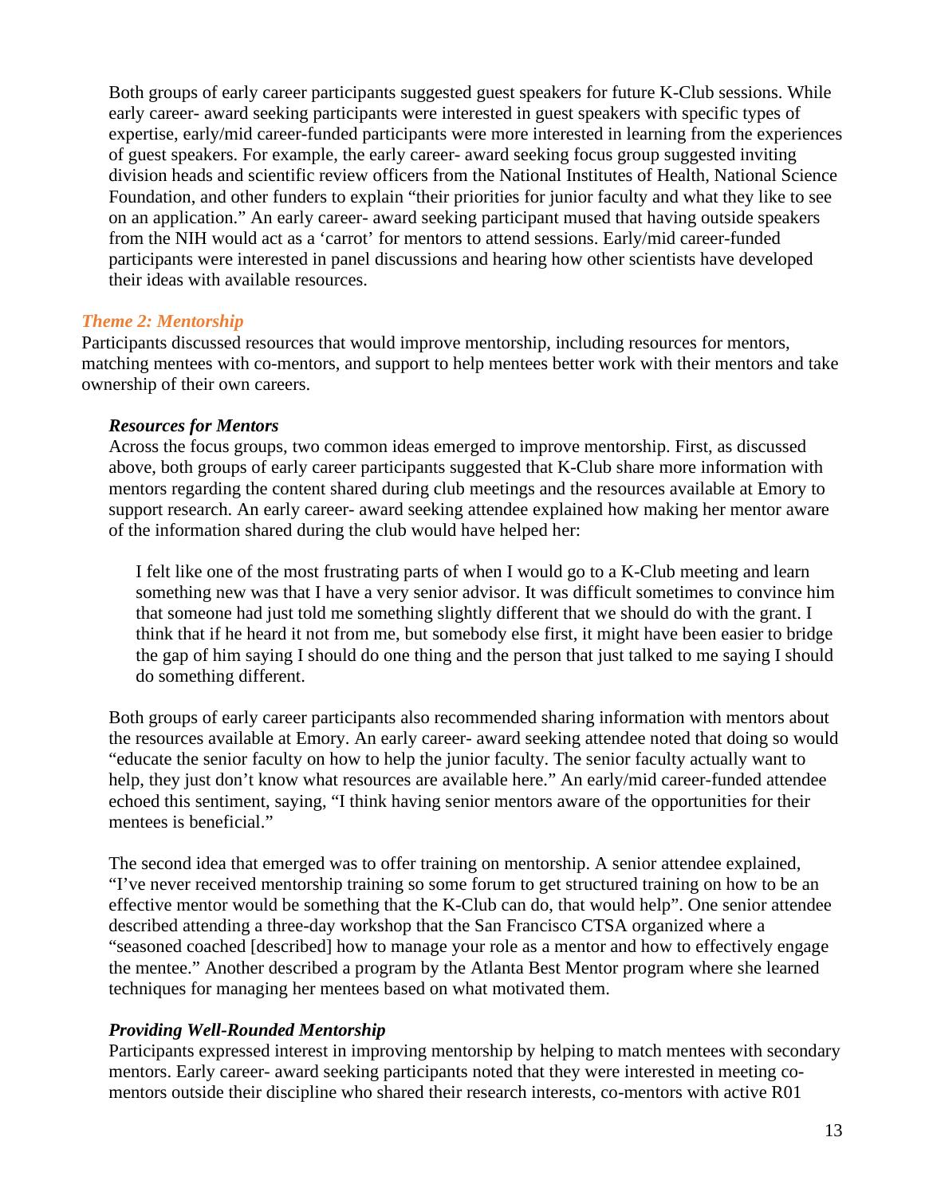Both groups of early career participants suggested guest speakers for future K-Club sessions. While early career- award seeking participants were interested in guest speakers with specific types of expertise, early/mid career-funded participants were more interested in learning from the experiences of guest speakers. For example, the early career- award seeking focus group suggested inviting division heads and scientific review officers from the National Institutes of Health, National Science Foundation, and other funders to explain "their priorities for junior faculty and what they like to see on an application." An early career- award seeking participant mused that having outside speakers from the NIH would act as a 'carrot' for mentors to attend sessions. Early/mid career-funded participants were interested in panel discussions and hearing how other scientists have developed their ideas with available resources.

### *Theme 2: Mentorship*

Participants discussed resources that would improve mentorship, including resources for mentors, matching mentees with co-mentors, and support to help mentees better work with their mentors and take ownership of their own careers.

#### ***Resources for Mentors***

Across the focus groups, two common ideas emerged to improve mentorship. First, as discussed above, both groups of early career participants suggested that K-Club share more information with mentors regarding the content shared during club meetings and the resources available at Emory to support research. An early career- award seeking attendee explained how making her mentor aware of the information shared during the club would have helped her:

> I felt like one of the most frustrating parts of when I would go to a K-Club meeting and learn something new was that I have a very senior advisor. It was difficult sometimes to convince him that someone had just told me something slightly different that we should do with the grant. I think that if he heard it not from me, but somebody else first, it might have been easier to bridge the gap of him saying I should do one thing and the person that just talked to me saying I should do something different.

Both groups of early career participants also recommended sharing information with mentors about the resources available at Emory. An early career- award seeking attendee noted that doing so would "educate the senior faculty on how to help the junior faculty. The senior faculty actually want to help, they just don't know what resources are available here." An early/mid career-funded attendee echoed this sentiment, saying, "I think having senior mentors aware of the opportunities for their mentees is beneficial."

The second idea that emerged was to offer training on mentorship. A senior attendee explained, "I've never received mentorship training so some forum to get structured training on how to be an effective mentor would be something that the K-Club can do, that would help". One senior attendee described attending a three-day workshop that the San Francisco CTSA organized where a "seasoned coached [described] how to manage your role as a mentor and how to effectively engage the mentee." Another described a program by the Atlanta Best Mentor program where she learned techniques for managing her mentees based on what motivated them.

#### ***Providing Well-Rounded Mentorship***

Participants expressed interest in improving mentorship by helping to match mentees with secondary mentors. Early career- award seeking participants noted that they were interested in meeting co-mentors outside their discipline who shared their research interests, co-mentors with active R01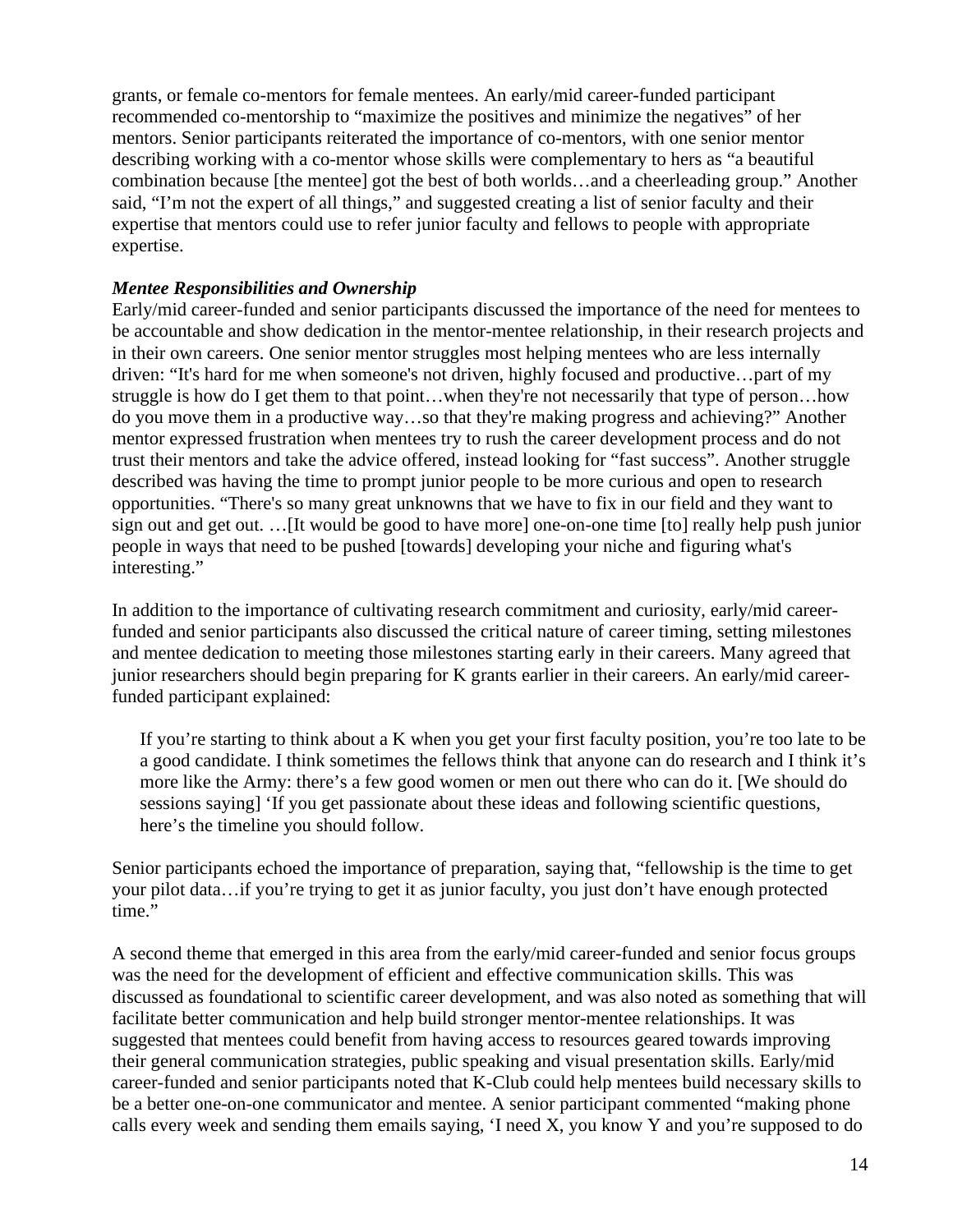grants, or female co-mentors for female mentees. An early/mid career-funded participant recommended co-mentorship to "maximize the positives and minimize the negatives" of her mentors. Senior participants reiterated the importance of co-mentors, with one senior mentor describing working with a co-mentor whose skills were complementary to hers as "a beautiful combination because [the mentee] got the best of both worlds…and a cheerleading group." Another said, "I'm not the expert of all things," and suggested creating a list of senior faculty and their expertise that mentors could use to refer junior faculty and fellows to people with appropriate expertise.

***Mentee Responsibilities and Ownership***

Early/mid career-funded and senior participants discussed the importance of the need for mentees to be accountable and show dedication in the mentor-mentee relationship, in their research projects and in their own careers. One senior mentor struggles most helping mentees who are less internally driven: "It's hard for me when someone's not driven, highly focused and productive…part of my struggle is how do I get them to that point…when they're not necessarily that type of person…how do you move them in a productive way…so that they're making progress and achieving?" Another mentor expressed frustration when mentees try to rush the career development process and do not trust their mentors and take the advice offered, instead looking for "fast success". Another struggle described was having the time to prompt junior people to be more curious and open to research opportunities. "There's so many great unknowns that we have to fix in our field and they want to sign out and get out. …[It would be good to have more] one-on-one time [to] really help push junior people in ways that need to be pushed [towards] developing your niche and figuring what's interesting."

In addition to the importance of cultivating research commitment and curiosity, early/mid career-funded and senior participants also discussed the critical nature of career timing, setting milestones and mentee dedication to meeting those milestones starting early in their careers. Many agreed that junior researchers should begin preparing for K grants earlier in their careers. An early/mid career-funded participant explained:

> If you're starting to think about a K when you get your first faculty position, you're too late to be a good candidate. I think sometimes the fellows think that anyone can do research and I think it's more like the Army: there's a few good women or men out there who can do it. [We should do sessions saying] 'If you get passionate about these ideas and following scientific questions, here's the timeline you should follow.

Senior participants echoed the importance of preparation, saying that, "fellowship is the time to get your pilot data…if you're trying to get it as junior faculty, you just don't have enough protected time."

A second theme that emerged in this area from the early/mid career-funded and senior focus groups was the need for the development of efficient and effective communication skills. This was discussed as foundational to scientific career development, and was also noted as something that will facilitate better communication and help build stronger mentor-mentee relationships. It was suggested that mentees could benefit from having access to resources geared towards improving their general communication strategies, public speaking and visual presentation skills. Early/mid career-funded and senior participants noted that K-Club could help mentees build necessary skills to be a better one-on-one communicator and mentee. A senior participant commented "making phone calls every week and sending them emails saying, 'I need X, you know Y and you're supposed to do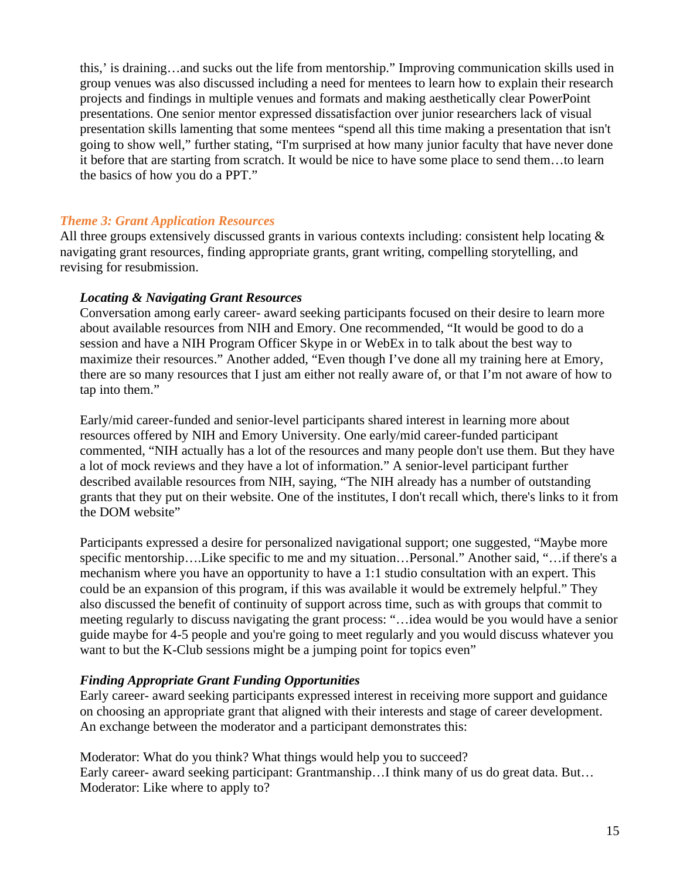this,' is draining…and sucks out the life from mentorship." Improving communication skills used in group venues was also discussed including a need for mentees to learn how to explain their research projects and findings in multiple venues and formats and making aesthetically clear PowerPoint presentations. One senior mentor expressed dissatisfaction over junior researchers lack of visual presentation skills lamenting that some mentees "spend all this time making a presentation that isn't going to show well," further stating, "I'm surprised at how many junior faculty that have never done it before that are starting from scratch. It would be nice to have some place to send them…to learn the basics of how you do a PPT."

### *Theme 3: Grant Application Resources*

All three groups extensively discussed grants in various contexts including: consistent help locating & navigating grant resources, finding appropriate grants, grant writing, compelling storytelling, and revising for resubmission.

#### ***Locating & Navigating Grant Resources***

Conversation among early career- award seeking participants focused on their desire to learn more about available resources from NIH and Emory. One recommended, "It would be good to do a session and have a NIH Program Officer Skype in or WebEx in to talk about the best way to maximize their resources." Another added, "Even though I've done all my training here at Emory, there are so many resources that I just am either not really aware of, or that I'm not aware of how to tap into them."

Early/mid career-funded and senior-level participants shared interest in learning more about resources offered by NIH and Emory University. One early/mid career-funded participant commented, "NIH actually has a lot of the resources and many people don't use them. But they have a lot of mock reviews and they have a lot of information." A senior-level participant further described available resources from NIH, saying, "The NIH already has a number of outstanding grants that they put on their website. One of the institutes, I don't recall which, there's links to it from the DOM website"

Participants expressed a desire for personalized navigational support; one suggested, "Maybe more specific mentorship….Like specific to me and my situation…Personal." Another said, "…if there's a mechanism where you have an opportunity to have a 1:1 studio consultation with an expert. This could be an expansion of this program, if this was available it would be extremely helpful." They also discussed the benefit of continuity of support across time, such as with groups that commit to meeting regularly to discuss navigating the grant process: "…idea would be you would have a senior guide maybe for 4-5 people and you're going to meet regularly and you would discuss whatever you want to but the K-Club sessions might be a jumping point for topics even"

#### ***Finding Appropriate Grant Funding Opportunities***

Early career- award seeking participants expressed interest in receiving more support and guidance on choosing an appropriate grant that aligned with their interests and stage of career development. An exchange between the moderator and a participant demonstrates this:

Moderator: What do you think? What things would help you to succeed?
Early career- award seeking participant: Grantmanship…I think many of us do great data. But…
Moderator: Like where to apply to?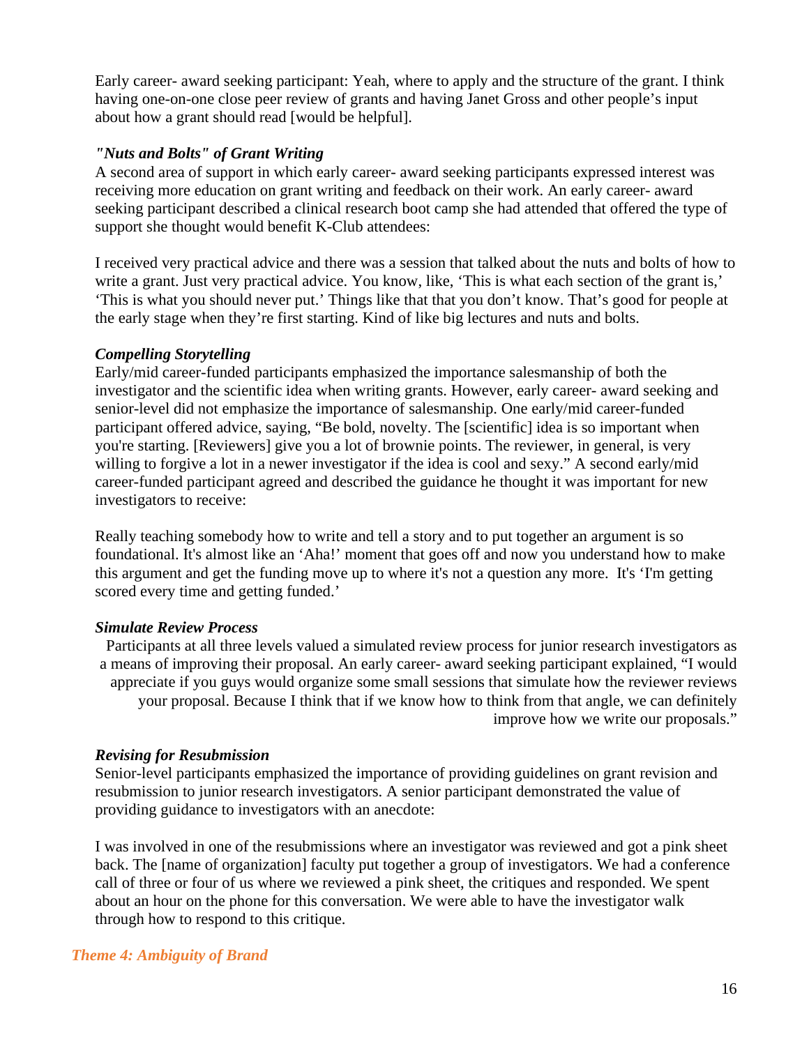Early career- award seeking participant: Yeah, where to apply and the structure of the grant. I think having one-on-one close peer review of grants and having Janet Gross and other people's input about how a grant should read [would be helpful].

### *"Nuts and Bolts" of Grant Writing*

A second area of support in which early career- award seeking participants expressed interest was receiving more education on grant writing and feedback on their work. An early career- award seeking participant described a clinical research boot camp she had attended that offered the type of support she thought would benefit K-Club attendees:

I received very practical advice and there was a session that talked about the nuts and bolts of how to write a grant. Just very practical advice. You know, like, 'This is what each section of the grant is,' 'This is what you should never put.' Things like that that you don't know. That's good for people at the early stage when they're first starting. Kind of like big lectures and nuts and bolts.

### *Compelling Storytelling*

Early/mid career-funded participants emphasized the importance salesmanship of both the investigator and the scientific idea when writing grants. However, early career- award seeking and senior-level did not emphasize the importance of salesmanship. One early/mid career-funded participant offered advice, saying, "Be bold, novelty. The [scientific] idea is so important when you're starting. [Reviewers] give you a lot of brownie points. The reviewer, in general, is very willing to forgive a lot in a newer investigator if the idea is cool and sexy." A second early/mid career-funded participant agreed and described the guidance he thought it was important for new investigators to receive:

Really teaching somebody how to write and tell a story and to put together an argument is so foundational. It's almost like an 'Aha!' moment that goes off and now you understand how to make this argument and get the funding move up to where it's not a question any more. It's 'I'm getting scored every time and getting funded.'

### *Simulate Review Process*

Participants at all three levels valued a simulated review process for junior research investigators as a means of improving their proposal. An early career- award seeking participant explained, "I would appreciate if you guys would organize some small sessions that simulate how the reviewer reviews your proposal. Because I think that if we know how to think from that angle, we can definitely improve how we write our proposals."

### *Revising for Resubmission*

Senior-level participants emphasized the importance of providing guidelines on grant revision and resubmission to junior research investigators. A senior participant demonstrated the value of providing guidance to investigators with an anecdote:

I was involved in one of the resubmissions where an investigator was reviewed and got a pink sheet back. The [name of organization] faculty put together a group of investigators. We had a conference call of three or four of us where we reviewed a pink sheet, the critiques and responded. We spent about an hour on the phone for this conversation. We were able to have the investigator walk through how to respond to this critique.

## *Theme 4: Ambiguity of Brand*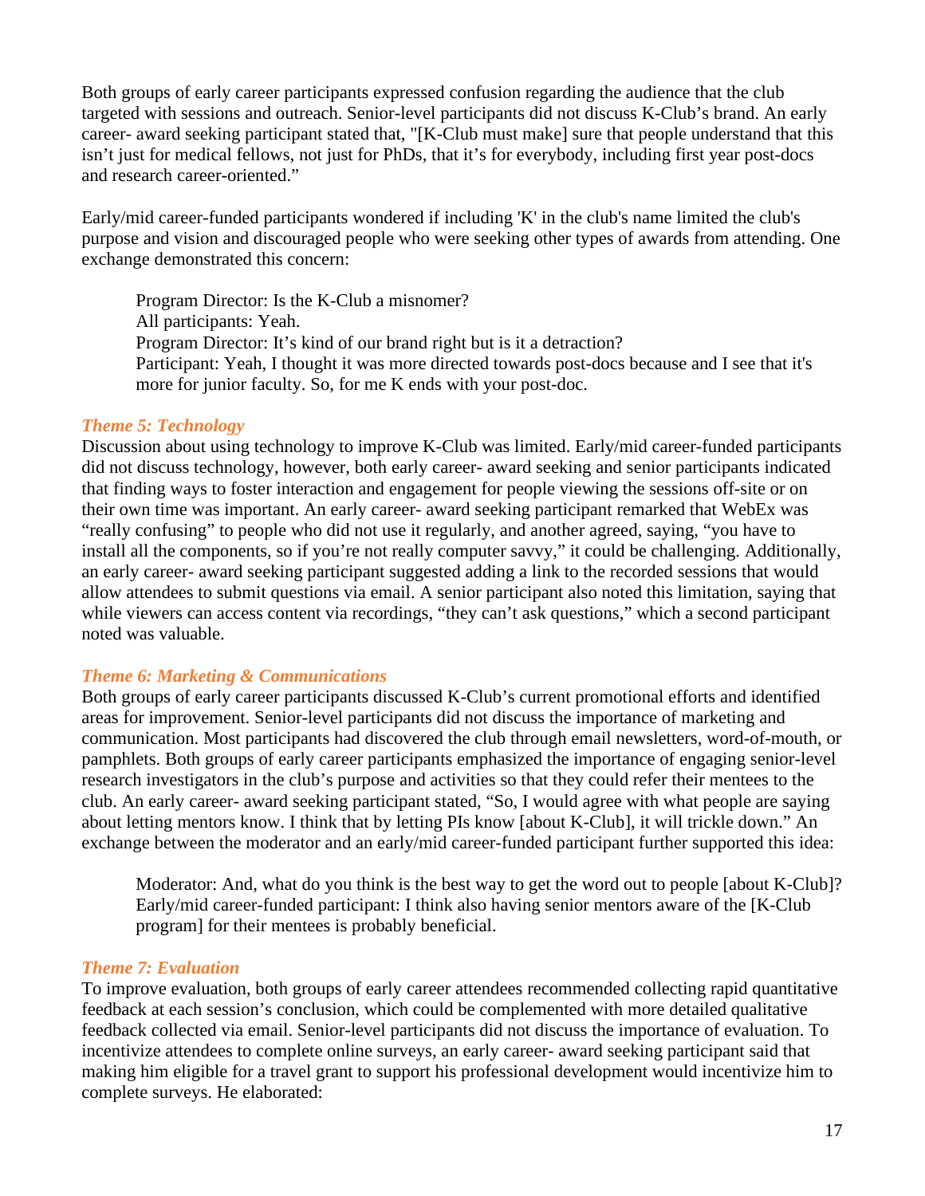Both groups of early career participants expressed confusion regarding the audience that the club targeted with sessions and outreach. Senior-level participants did not discuss K-Club's brand. An early career- award seeking participant stated that, "[K-Club must make] sure that people understand that this isn't just for medical fellows, not just for PhDs, that it's for everybody, including first year post-docs and research career-oriented."

Early/mid career-funded participants wondered if including 'K' in the club's name limited the club's purpose and vision and discouraged people who were seeking other types of awards from attending. One exchange demonstrated this concern:

> Program Director: Is the K-Club a misnomer?
> All participants: Yeah.
> Program Director: It's kind of our brand right but is it a detraction?
> Participant: Yeah, I thought it was more directed towards post-docs because and I see that it's more for junior faculty. So, for me K ends with your post-doc.

### *Theme 5: Technology*

Discussion about using technology to improve K-Club was limited. Early/mid career-funded participants did not discuss technology, however, both early career- award seeking and senior participants indicated that finding ways to foster interaction and engagement for people viewing the sessions off-site or on their own time was important. An early career- award seeking participant remarked that WebEx was "really confusing" to people who did not use it regularly, and another agreed, saying, "you have to install all the components, so if you're not really computer savvy," it could be challenging. Additionally, an early career- award seeking participant suggested adding a link to the recorded sessions that would allow attendees to submit questions via email. A senior participant also noted this limitation, saying that while viewers can access content via recordings, "they can't ask questions," which a second participant noted was valuable.

### *Theme 6: Marketing & Communications*

Both groups of early career participants discussed K-Club's current promotional efforts and identified areas for improvement. Senior-level participants did not discuss the importance of marketing and communication. Most participants had discovered the club through email newsletters, word-of-mouth, or pamphlets. Both groups of early career participants emphasized the importance of engaging senior-level research investigators in the club's purpose and activities so that they could refer their mentees to the club. An early career- award seeking participant stated, "So, I would agree with what people are saying about letting mentors know. I think that by letting PIs know [about K-Club], it will trickle down." An exchange between the moderator and an early/mid career-funded participant further supported this idea:

> Moderator: And, what do you think is the best way to get the word out to people [about K-Club]?
> Early/mid career-funded participant: I think also having senior mentors aware of the [K-Club program] for their mentees is probably beneficial.

### *Theme 7: Evaluation*

To improve evaluation, both groups of early career attendees recommended collecting rapid quantitative feedback at each session's conclusion, which could be complemented with more detailed qualitative feedback collected via email. Senior-level participants did not discuss the importance of evaluation. To incentivize attendees to complete online surveys, an early career- award seeking participant said that making him eligible for a travel grant to support his professional development would incentivize him to complete surveys. He elaborated: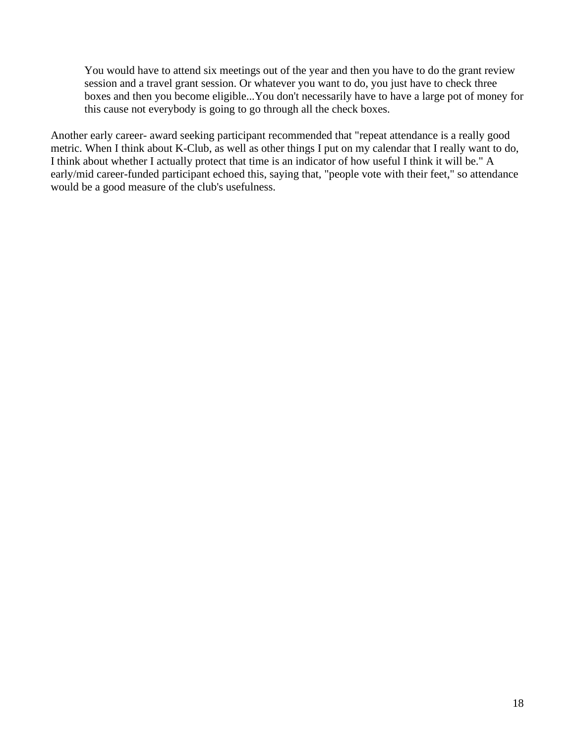> You would have to attend six meetings out of the year and then you have to do the grant review session and a travel grant session. Or whatever you want to do, you just have to check three boxes and then you become eligible...You don't necessarily have to have a large pot of money for this cause not everybody is going to go through all the check boxes.

Another early career- award seeking participant recommended that "repeat attendance is a really good metric. When I think about K-Club, as well as other things I put on my calendar that I really want to do, I think about whether I actually protect that time is an indicator of how useful I think it will be." A early/mid career-funded participant echoed this, saying that, "people vote with their feet," so attendance would be a good measure of the club's usefulness.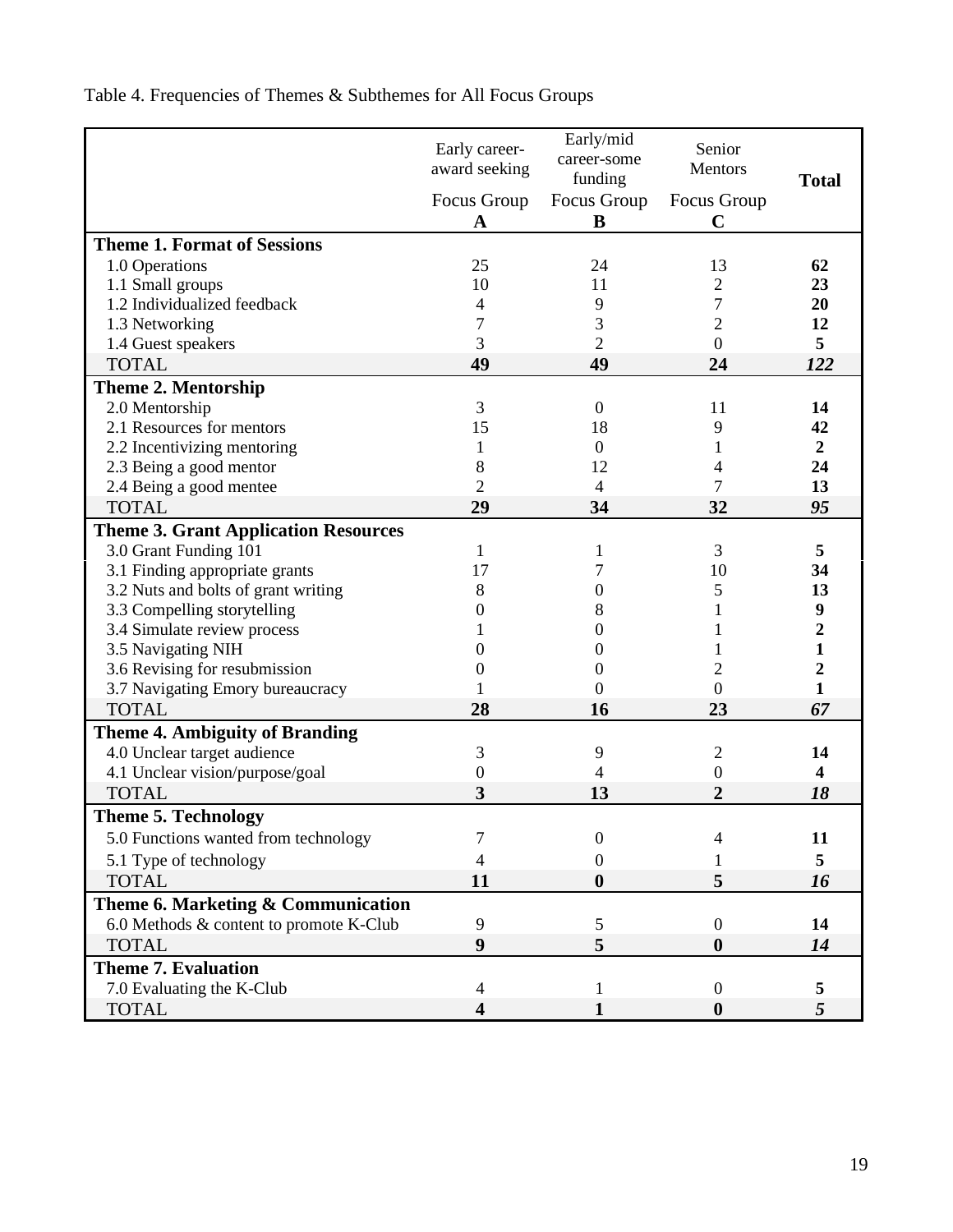Table 4. Frequencies of Themes & Subthemes for All Focus Groups

| | Early career-award seeking Focus Group **A** | Early/mid career-some funding Focus Group **B** | Senior Mentors Focus Group **C** | **Total** |
|---|---|---|---|---|
| **Theme 1. Format of Sessions** | | | | |
| 1.0 Operations | 25 | 24 | 13 | **62** |
| 1.1 Small groups | 10 | 11 | 2 | **23** |
| 1.2 Individualized feedback | 4 | 9 | 7 | **20** |
| 1.3 Networking | 7 | 3 | 2 | **12** |
| 1.4 Guest speakers | 3 | 2 | 0 | **5** |
| TOTAL | **49** | **49** | **24** | ***122*** |
| **Theme 2. Mentorship** | | | | |
| 2.0 Mentorship | 3 | 0 | 11 | **14** |
| 2.1 Resources for mentors | 15 | 18 | 9 | **42** |
| 2.2 Incentivizing mentoring | 1 | 0 | 1 | **2** |
| 2.3 Being a good mentor | 8 | 12 | 4 | **24** |
| 2.4 Being a good mentee | 2 | 4 | 7 | **13** |
| TOTAL | **29** | **34** | **32** | ***95*** |
| **Theme 3. Grant Application Resources** | | | | |
| 3.0 Grant Funding 101 | 1 | 1 | 3 | **5** |
| 3.1 Finding appropriate grants | 17 | 7 | 10 | **34** |
| 3.2 Nuts and bolts of grant writing | 8 | 0 | 5 | **13** |
| 3.3 Compelling storytelling | 0 | 8 | 1 | **9** |
| 3.4 Simulate review process | 1 | 0 | 1 | **2** |
| 3.5 Navigating NIH | 0 | 0 | 1 | **1** |
| 3.6 Revising for resubmission | 0 | 0 | 2 | **2** |
| 3.7 Navigating Emory bureaucracy | 1 | 0 | 0 | **1** |
| TOTAL | **28** | **16** | **23** | ***67*** |
| **Theme 4. Ambiguity of Branding** | | | | |
| 4.0 Unclear target audience | 3 | 9 | 2 | **14** |
| 4.1 Unclear vision/purpose/goal | 0 | 4 | 0 | **4** |
| TOTAL | **3** | **13** | **2** | ***18*** |
| **Theme 5. Technology** | | | | |
| 5.0 Functions wanted from technology | 7 | 0 | 4 | **11** |
| 5.1 Type of technology | 4 | 0 | 1 | **5** |
| TOTAL | **11** | **0** | **5** | ***16*** |
| **Theme 6. Marketing & Communication** | | | | |
| 6.0 Methods & content to promote K-Club | 9 | 5 | 0 | **14** |
| TOTAL | **9** | **5** | **0** | ***14*** |
| **Theme 7. Evaluation** | | | | |
| 7.0 Evaluating the K-Club | 4 | 1 | 0 | **5** |
| TOTAL | **4** | **1** | **0** | ***5*** |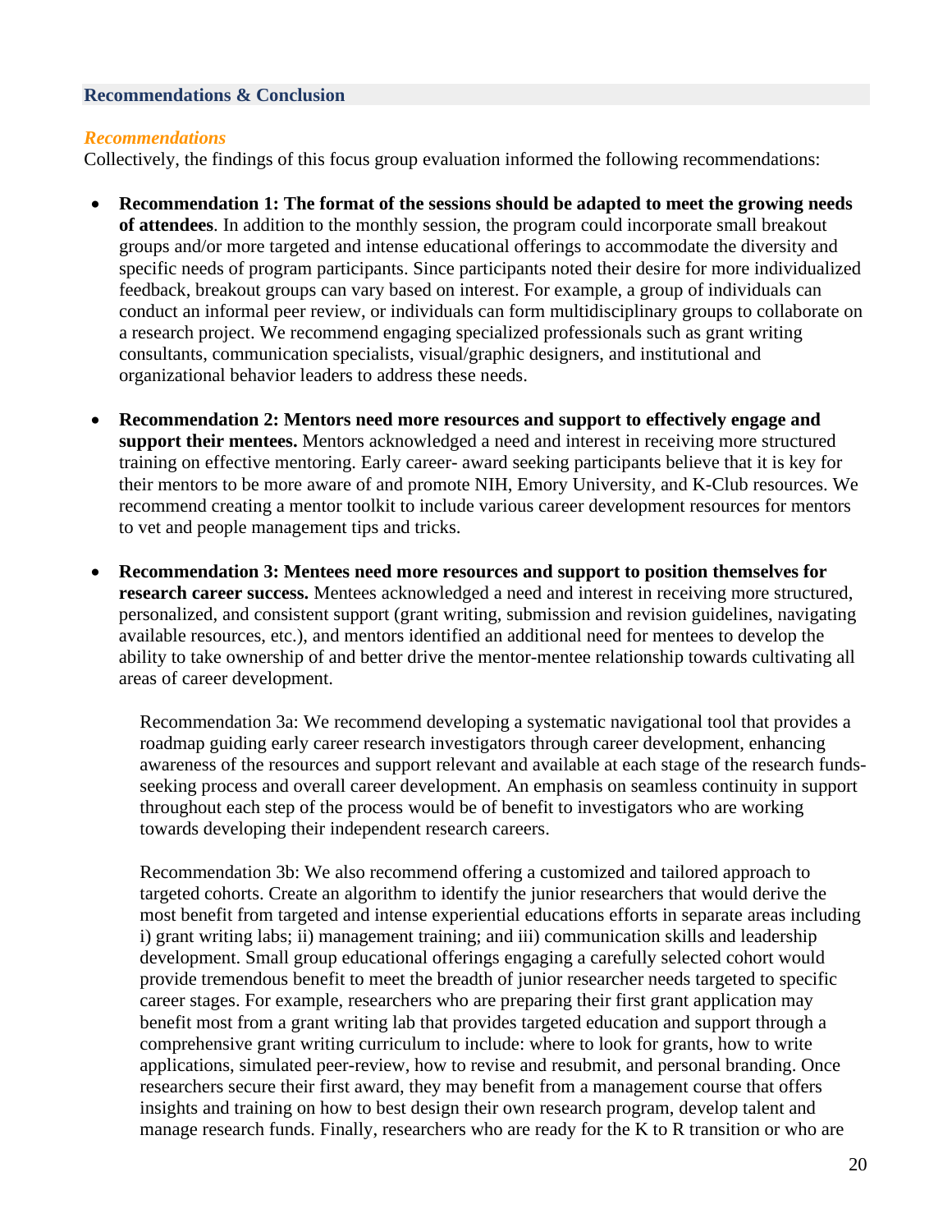## Recommendations & Conclusion

### *Recommendations*

Collectively, the findings of this focus group evaluation informed the following recommendations:

- **Recommendation 1: The format of the sessions should be adapted to meet the growing needs of attendees**. In addition to the monthly session, the program could incorporate small breakout groups and/or more targeted and intense educational offerings to accommodate the diversity and specific needs of program participants. Since participants noted their desire for more individualized feedback, breakout groups can vary based on interest. For example, a group of individuals can conduct an informal peer review, or individuals can form multidisciplinary groups to collaborate on a research project. We recommend engaging specialized professionals such as grant writing consultants, communication specialists, visual/graphic designers, and institutional and organizational behavior leaders to address these needs.

- **Recommendation 2: Mentors need more resources and support to effectively engage and support their mentees.** Mentors acknowledged a need and interest in receiving more structured training on effective mentoring. Early career- award seeking participants believe that it is key for their mentors to be more aware of and promote NIH, Emory University, and K-Club resources. We recommend creating a mentor toolkit to include various career development resources for mentors to vet and people management tips and tricks.

- **Recommendation 3: Mentees need more resources and support to position themselves for research career success.** Mentees acknowledged a need and interest in receiving more structured, personalized, and consistent support (grant writing, submission and revision guidelines, navigating available resources, etc.), and mentors identified an additional need for mentees to develop the ability to take ownership of and better drive the mentor-mentee relationship towards cultivating all areas of career development.

  Recommendation 3a: We recommend developing a systematic navigational tool that provides a roadmap guiding early career research investigators through career development, enhancing awareness of the resources and support relevant and available at each stage of the research funds-seeking process and overall career development. An emphasis on seamless continuity in support throughout each step of the process would be of benefit to investigators who are working towards developing their independent research careers.

  Recommendation 3b: We also recommend offering a customized and tailored approach to targeted cohorts. Create an algorithm to identify the junior researchers that would derive the most benefit from targeted and intense experiential educations efforts in separate areas including i) grant writing labs; ii) management training; and iii) communication skills and leadership development. Small group educational offerings engaging a carefully selected cohort would provide tremendous benefit to meet the breadth of junior researcher needs targeted to specific career stages. For example, researchers who are preparing their first grant application may benefit most from a grant writing lab that provides targeted education and support through a comprehensive grant writing curriculum to include: where to look for grants, how to write applications, simulated peer-review, how to revise and resubmit, and personal branding. Once researchers secure their first award, they may benefit from a management course that offers insights and training on how to best design their own research program, develop talent and manage research funds. Finally, researchers who are ready for the K to R transition or who are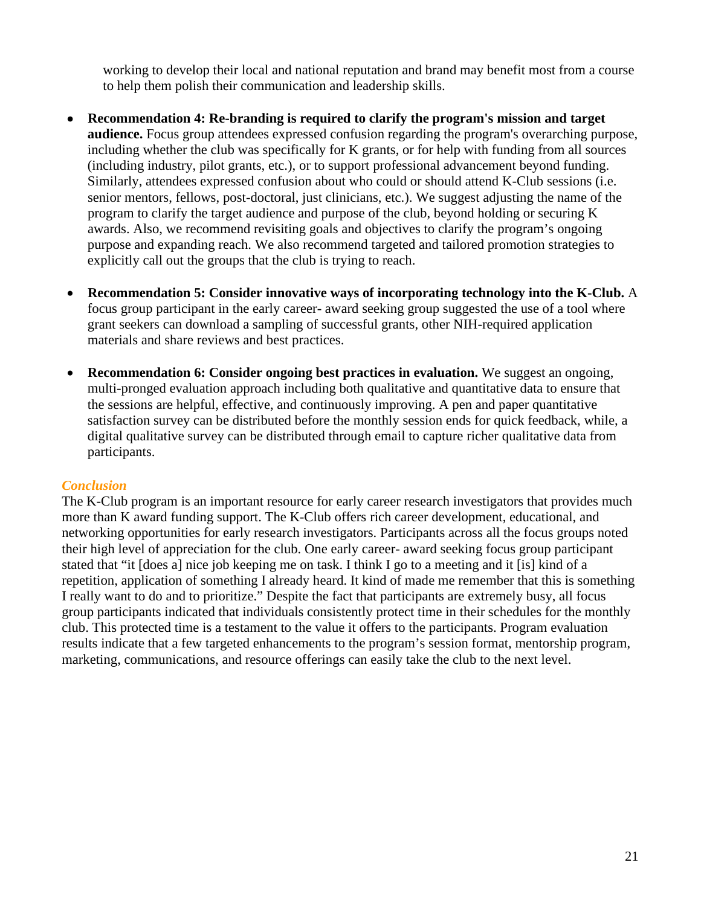working to develop their local and national reputation and brand may benefit most from a course to help them polish their communication and leadership skills.

- **Recommendation 4: Re-branding is required to clarify the program's mission and target audience.** Focus group attendees expressed confusion regarding the program's overarching purpose, including whether the club was specifically for K grants, or for help with funding from all sources (including industry, pilot grants, etc.), or to support professional advancement beyond funding. Similarly, attendees expressed confusion about who could or should attend K-Club sessions (i.e. senior mentors, fellows, post-doctoral, just clinicians, etc.). We suggest adjusting the name of the program to clarify the target audience and purpose of the club, beyond holding or securing K awards. Also, we recommend revisiting goals and objectives to clarify the program's ongoing purpose and expanding reach. We also recommend targeted and tailored promotion strategies to explicitly call out the groups that the club is trying to reach.

- **Recommendation 5: Consider innovative ways of incorporating technology into the K-Club.** A focus group participant in the early career- award seeking group suggested the use of a tool where grant seekers can download a sampling of successful grants, other NIH-required application materials and share reviews and best practices.

- **Recommendation 6: Consider ongoing best practices in evaluation.** We suggest an ongoing, multi-pronged evaluation approach including both qualitative and quantitative data to ensure that the sessions are helpful, effective, and continuously improving. A pen and paper quantitative satisfaction survey can be distributed before the monthly session ends for quick feedback, while, a digital qualitative survey can be distributed through email to capture richer qualitative data from participants.

### *Conclusion*

The K-Club program is an important resource for early career research investigators that provides much more than K award funding support. The K-Club offers rich career development, educational, and networking opportunities for early research investigators. Participants across all the focus groups noted their high level of appreciation for the club. One early career- award seeking focus group participant stated that "it [does a] nice job keeping me on task. I think I go to a meeting and it [is] kind of a repetition, application of something I already heard. It kind of made me remember that this is something I really want to do and to prioritize." Despite the fact that participants are extremely busy, all focus group participants indicated that individuals consistently protect time in their schedules for the monthly club. This protected time is a testament to the value it offers to the participants. Program evaluation results indicate that a few targeted enhancements to the program's session format, mentorship program, marketing, communications, and resource offerings can easily take the club to the next level.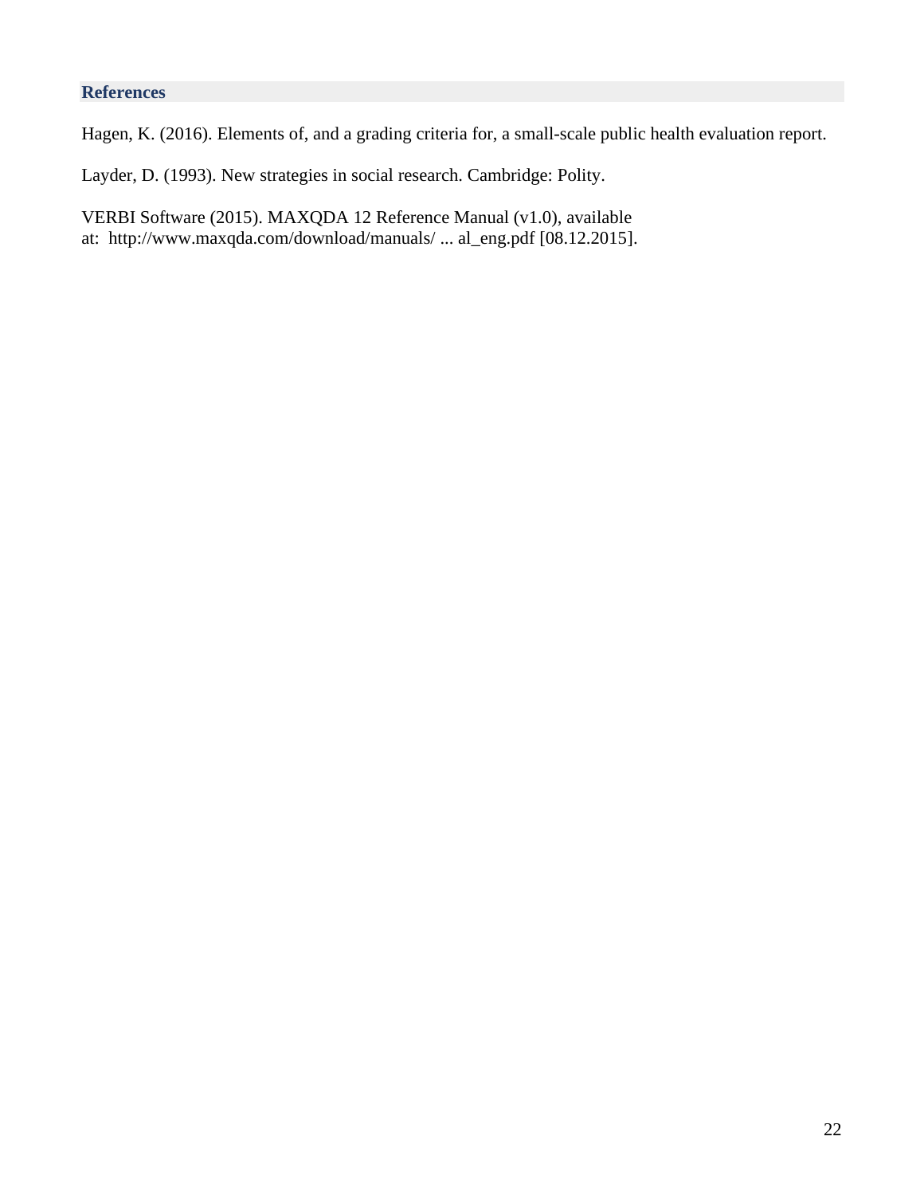## References

Hagen, K. (2016). Elements of, and a grading criteria for, a small-scale public health evaluation report.

Layder, D. (1993). New strategies in social research. Cambridge: Polity.

VERBI Software (2015). MAXQDA 12 Reference Manual (v1.0), available at: http://www.maxqda.com/download/manuals/ ... al_eng.pdf [08.12.2015].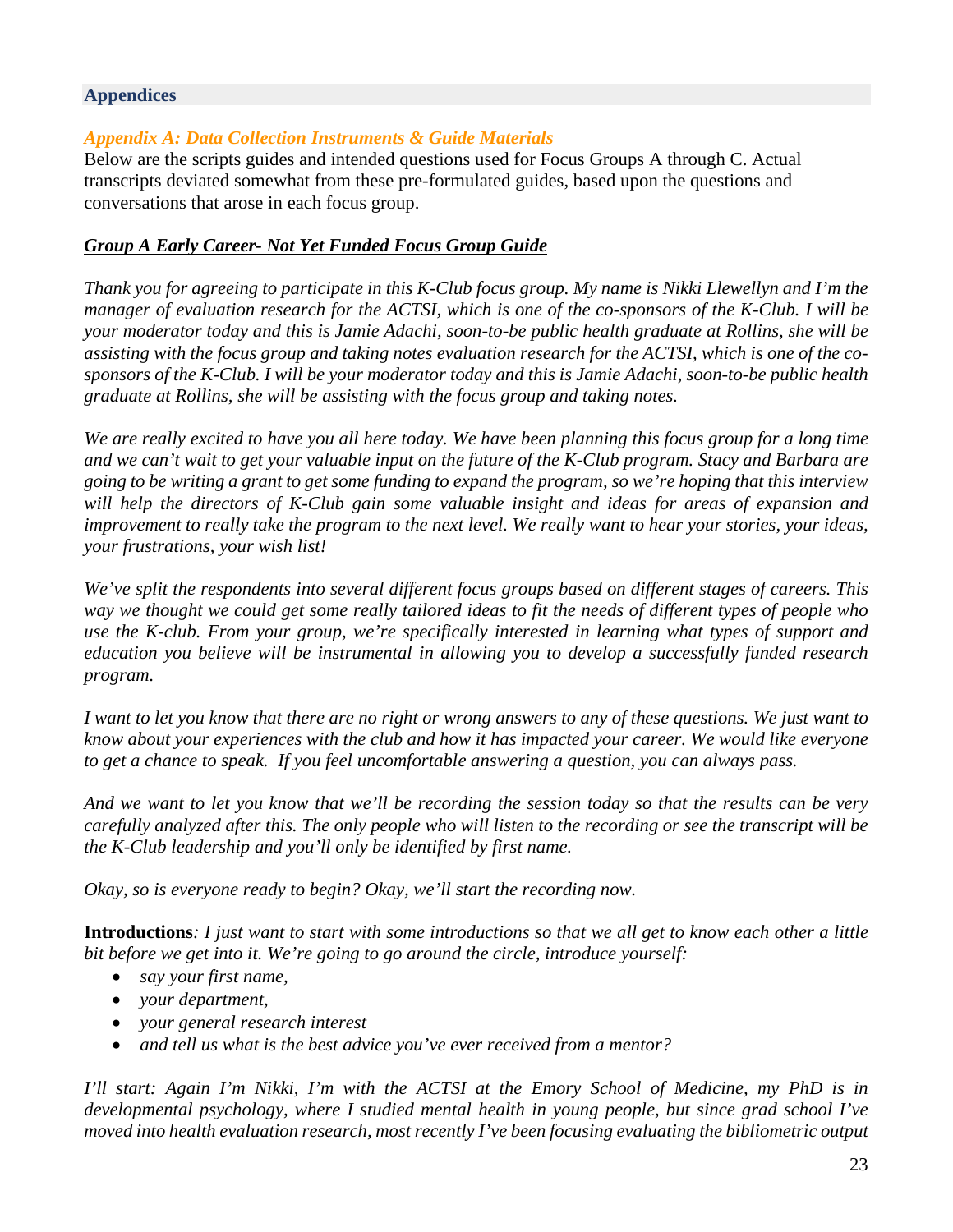## Appendices

### *Appendix A: Data Collection Instruments & Guide Materials*

Below are the scripts guides and intended questions used for Focus Groups A through C. Actual transcripts deviated somewhat from these pre-formulated guides, based upon the questions and conversations that arose in each focus group.

***Group A Early Career- Not Yet Funded Focus Group Guide***

*Thank you for agreeing to participate in this K-Club focus group. My name is Nikki Llewellyn and I'm the manager of evaluation research for the ACTSI, which is one of the co-sponsors of the K-Club. I will be your moderator today and this is Jamie Adachi, soon-to-be public health graduate at Rollins, she will be assisting with the focus group and taking notes evaluation research for the ACTSI, which is one of the co-sponsors of the K-Club. I will be your moderator today and this is Jamie Adachi, soon-to-be public health graduate at Rollins, she will be assisting with the focus group and taking notes.*

*We are really excited to have you all here today. We have been planning this focus group for a long time and we can't wait to get your valuable input on the future of the K-Club program. Stacy and Barbara are going to be writing a grant to get some funding to expand the program, so we're hoping that this interview will help the directors of K-Club gain some valuable insight and ideas for areas of expansion and improvement to really take the program to the next level. We really want to hear your stories, your ideas, your frustrations, your wish list!*

*We've split the respondents into several different focus groups based on different stages of careers. This way we thought we could get some really tailored ideas to fit the needs of different types of people who use the K-club. From your group, we're specifically interested in learning what types of support and education you believe will be instrumental in allowing you to develop a successfully funded research program.*

*I want to let you know that there are no right or wrong answers to any of these questions. We just want to know about your experiences with the club and how it has impacted your career. We would like everyone to get a chance to speak. If you feel uncomfortable answering a question, you can always pass.*

*And we want to let you know that we'll be recording the session today so that the results can be very carefully analyzed after this. The only people who will listen to the recording or see the transcript will be the K-Club leadership and you'll only be identified by first name.*

*Okay, so is everyone ready to begin? Okay, we'll start the recording now.*

**Introductions***: I just want to start with some introductions so that we all get to know each other a little bit before we get into it. We're going to go around the circle, introduce yourself:*

- *say your first name,*
- *your department,*
- *your general research interest*
- *and tell us what is the best advice you've ever received from a mentor?*

*I'll start: Again I'm Nikki, I'm with the ACTSI at the Emory School of Medicine, my PhD is in developmental psychology, where I studied mental health in young people, but since grad school I've moved into health evaluation research, most recently I've been focusing evaluating the bibliometric output*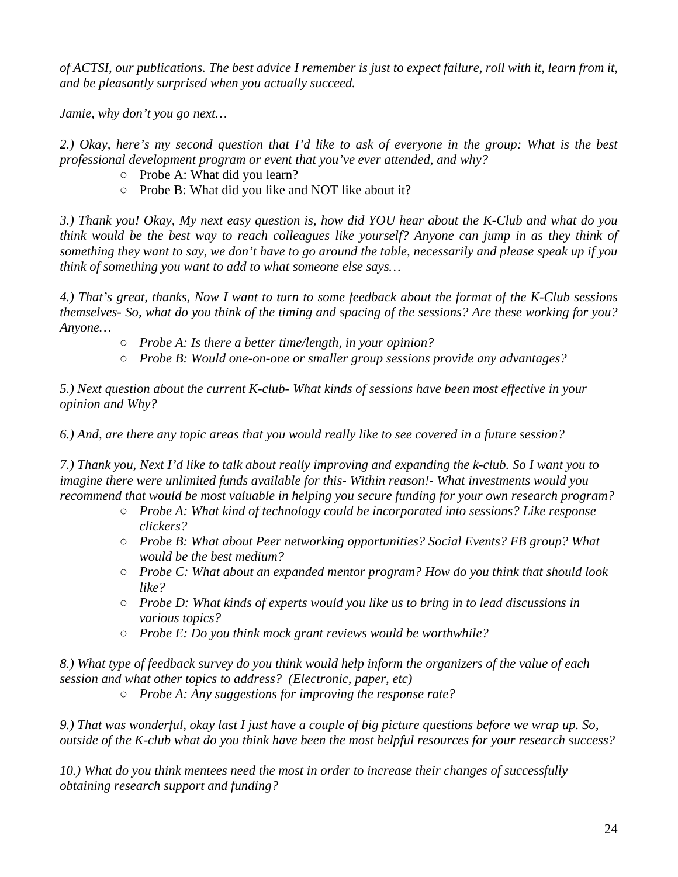*of ACTSI, our publications. The best advice I remember is just to expect failure, roll with it, learn from it, and be pleasantly surprised when you actually succeed.*

*Jamie, why don't you go next…*

*2.) Okay, here's my second question that I'd like to ask of everyone in the group: What is the best professional development program or event that you've ever attended, and why?*

- Probe A: What did you learn?
- Probe B: What did you like and NOT like about it?

*3.) Thank you! Okay, My next easy question is, how did YOU hear about the K-Club and what do you think would be the best way to reach colleagues like yourself? Anyone can jump in as they think of something they want to say, we don't have to go around the table, necessarily and please speak up if you think of something you want to add to what someone else says…*

*4.) That's great, thanks, Now I want to turn to some feedback about the format of the K-Club sessions themselves- So, what do you think of the timing and spacing of the sessions? Are these working for you? Anyone…*

- *Probe A: Is there a better time/length, in your opinion?*
- *Probe B: Would one-on-one or smaller group sessions provide any advantages?*

*5.) Next question about the current K-club- What kinds of sessions have been most effective in your opinion and Why?*

*6.) And, are there any topic areas that you would really like to see covered in a future session?*

*7.) Thank you, Next I'd like to talk about really improving and expanding the k-club. So I want you to imagine there were unlimited funds available for this- Within reason!- What investments would you recommend that would be most valuable in helping you secure funding for your own research program?*

- *Probe A: What kind of technology could be incorporated into sessions? Like response clickers?*
- *Probe B: What about Peer networking opportunities? Social Events? FB group? What would be the best medium?*
- *Probe C: What about an expanded mentor program? How do you think that should look like?*
- *Probe D: What kinds of experts would you like us to bring in to lead discussions in various topics?*
- *Probe E: Do you think mock grant reviews would be worthwhile?*

*8.) What type of feedback survey do you think would help inform the organizers of the value of each session and what other topics to address? (Electronic, paper, etc)*

- *Probe A: Any suggestions for improving the response rate?*

*9.) That was wonderful, okay last I just have a couple of big picture questions before we wrap up. So, outside of the K-club what do you think have been the most helpful resources for your research success?*

*10.) What do you think mentees need the most in order to increase their changes of successfully obtaining research support and funding?*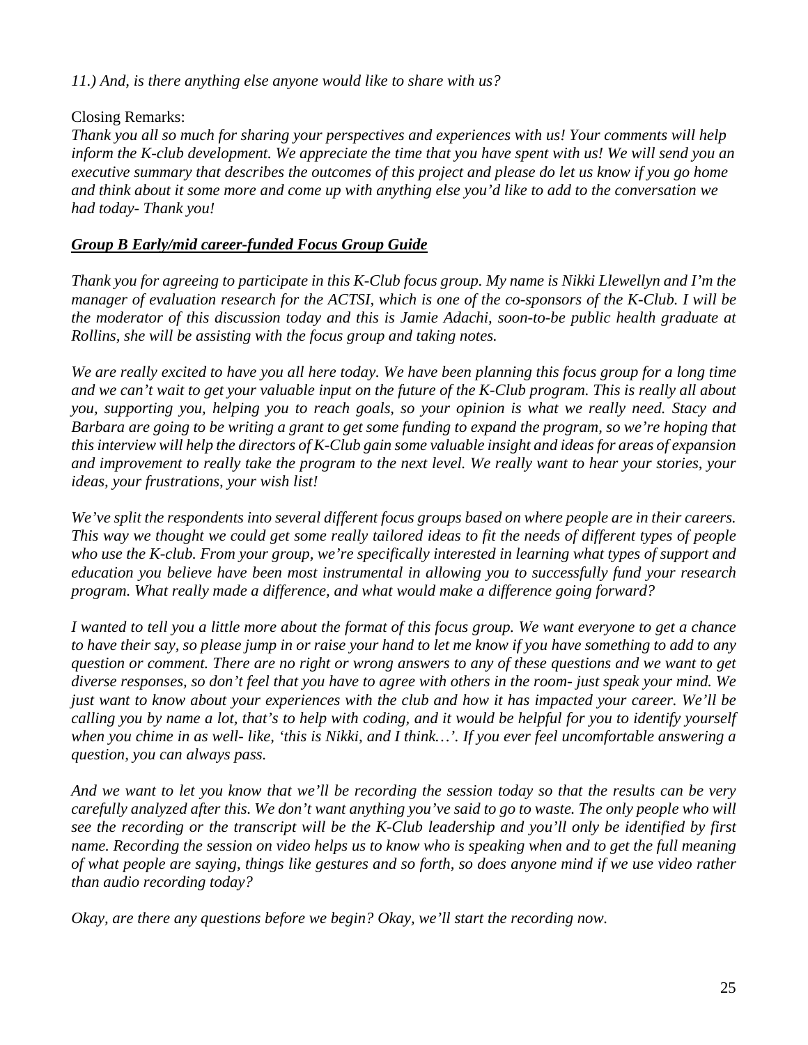*11.) And, is there anything else anyone would like to share with us?*

Closing Remarks:

*Thank you all so much for sharing your perspectives and experiences with us! Your comments will help inform the K-club development. We appreciate the time that you have spent with us! We will send you an executive summary that describes the outcomes of this project and please do let us know if you go home and think about it some more and come up with anything else you'd like to add to the conversation we had today- Thank you!*

***Group B Early/mid career-funded Focus Group Guide***

*Thank you for agreeing to participate in this K-Club focus group. My name is Nikki Llewellyn and I'm the manager of evaluation research for the ACTSI, which is one of the co-sponsors of the K-Club. I will be the moderator of this discussion today and this is Jamie Adachi, soon-to-be public health graduate at Rollins, she will be assisting with the focus group and taking notes.*

*We are really excited to have you all here today. We have been planning this focus group for a long time and we can't wait to get your valuable input on the future of the K-Club program. This is really all about you, supporting you, helping you to reach goals, so your opinion is what we really need. Stacy and Barbara are going to be writing a grant to get some funding to expand the program, so we're hoping that this interview will help the directors of K-Club gain some valuable insight and ideas for areas of expansion and improvement to really take the program to the next level. We really want to hear your stories, your ideas, your frustrations, your wish list!*

*We've split the respondents into several different focus groups based on where people are in their careers. This way we thought we could get some really tailored ideas to fit the needs of different types of people who use the K-club. From your group, we're specifically interested in learning what types of support and education you believe have been most instrumental in allowing you to successfully fund your research program. What really made a difference, and what would make a difference going forward?*

*I wanted to tell you a little more about the format of this focus group. We want everyone to get a chance to have their say, so please jump in or raise your hand to let me know if you have something to add to any question or comment. There are no right or wrong answers to any of these questions and we want to get diverse responses, so don't feel that you have to agree with others in the room- just speak your mind. We just want to know about your experiences with the club and how it has impacted your career. We'll be calling you by name a lot, that's to help with coding, and it would be helpful for you to identify yourself when you chime in as well- like, 'this is Nikki, and I think…'. If you ever feel uncomfortable answering a question, you can always pass.*

*And we want to let you know that we'll be recording the session today so that the results can be very carefully analyzed after this. We don't want anything you've said to go to waste. The only people who will see the recording or the transcript will be the K-Club leadership and you'll only be identified by first name. Recording the session on video helps us to know who is speaking when and to get the full meaning of what people are saying, things like gestures and so forth, so does anyone mind if we use video rather than audio recording today?*

*Okay, are there any questions before we begin? Okay, we'll start the recording now.*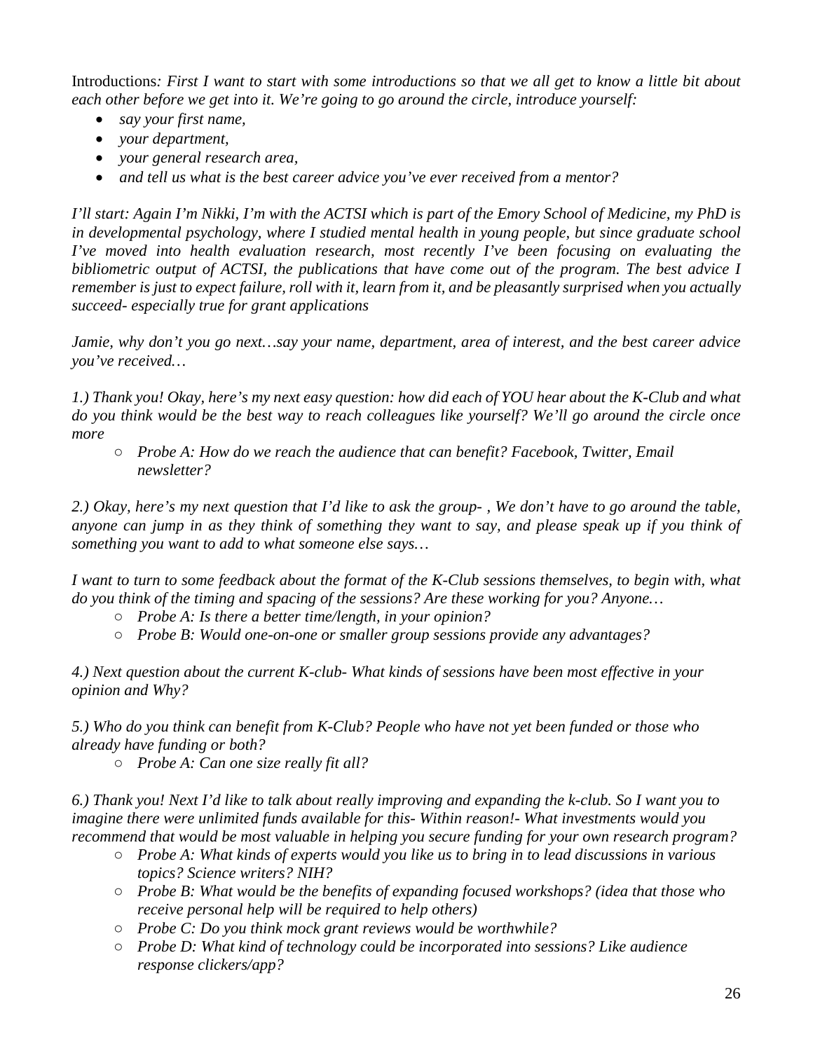Introductions*: First I want to start with some introductions so that we all get to know a little bit about each other before we get into it. We're going to go around the circle, introduce yourself:*

- *say your first name,*
- *your department,*
- *your general research area,*
- *and tell us what is the best career advice you've ever received from a mentor?*

*I'll start: Again I'm Nikki, I'm with the ACTSI which is part of the Emory School of Medicine, my PhD is in developmental psychology, where I studied mental health in young people, but since graduate school I've moved into health evaluation research, most recently I've been focusing on evaluating the bibliometric output of ACTSI, the publications that have come out of the program. The best advice I remember is just to expect failure, roll with it, learn from it, and be pleasantly surprised when you actually succeed- especially true for grant applications*

*Jamie, why don't you go next…say your name, department, area of interest, and the best career advice you've received…*

*1.) Thank you! Okay, here's my next easy question: how did each of YOU hear about the K-Club and what do you think would be the best way to reach colleagues like yourself? We'll go around the circle once more*

- *Probe A: How do we reach the audience that can benefit? Facebook, Twitter, Email newsletter?*

*2.) Okay, here's my next question that I'd like to ask the group- , We don't have to go around the table, anyone can jump in as they think of something they want to say, and please speak up if you think of something you want to add to what someone else says…*

*I want to turn to some feedback about the format of the K-Club sessions themselves, to begin with, what do you think of the timing and spacing of the sessions? Are these working for you? Anyone…*

- *Probe A: Is there a better time/length, in your opinion?*
- *Probe B: Would one-on-one or smaller group sessions provide any advantages?*

*4.) Next question about the current K-club- What kinds of sessions have been most effective in your opinion and Why?*

*5.) Who do you think can benefit from K-Club? People who have not yet been funded or those who already have funding or both?*

- *Probe A: Can one size really fit all?*

*6.) Thank you! Next I'd like to talk about really improving and expanding the k-club. So I want you to imagine there were unlimited funds available for this- Within reason!- What investments would you recommend that would be most valuable in helping you secure funding for your own research program?*

- *Probe A: What kinds of experts would you like us to bring in to lead discussions in various topics? Science writers? NIH?*
- *Probe B: What would be the benefits of expanding focused workshops? (idea that those who receive personal help will be required to help others)*
- *Probe C: Do you think mock grant reviews would be worthwhile?*
- *Probe D: What kind of technology could be incorporated into sessions? Like audience response clickers/app?*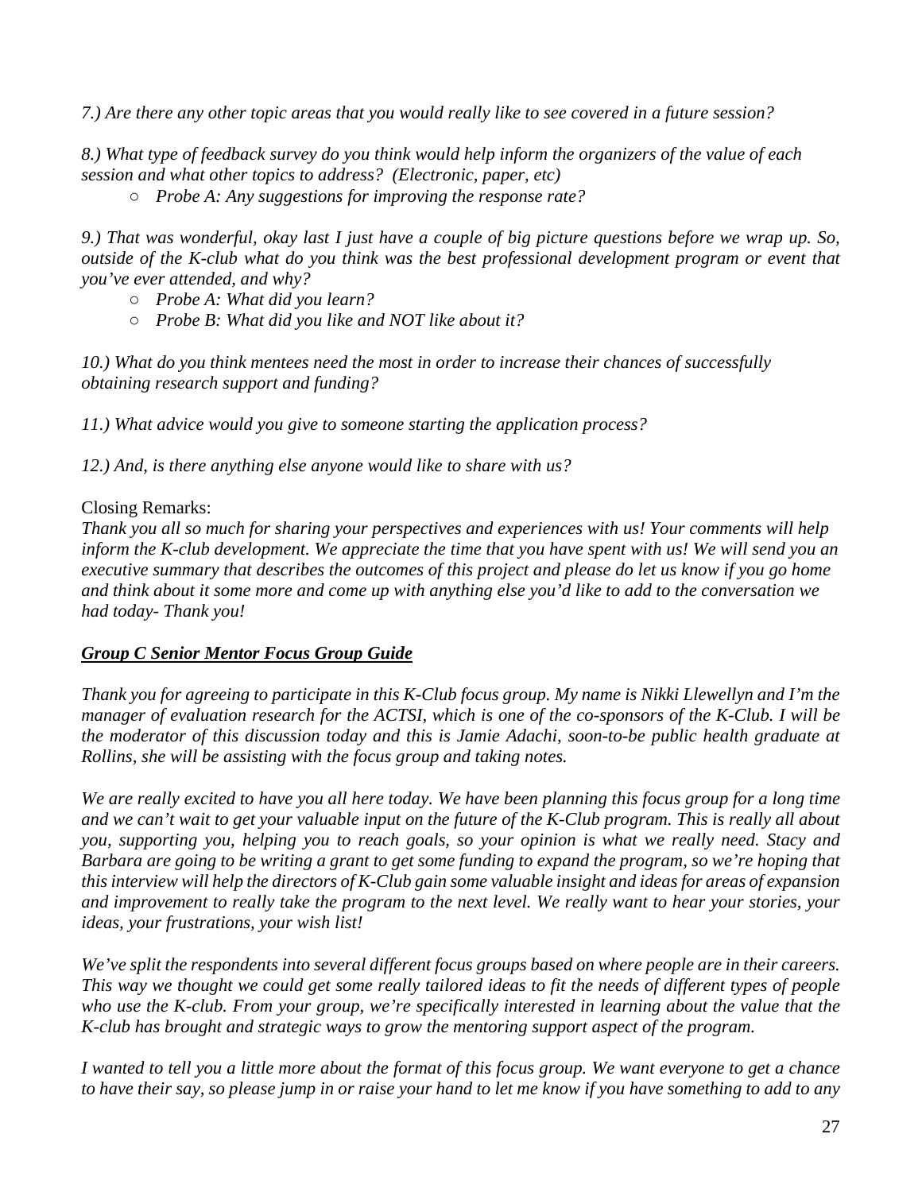*7.) Are there any other topic areas that you would really like to see covered in a future session?*

*8.) What type of feedback survey do you think would help inform the organizers of the value of each session and what other topics to address? (Electronic, paper, etc)*

- *Probe A: Any suggestions for improving the response rate?*

*9.) That was wonderful, okay last I just have a couple of big picture questions before we wrap up. So, outside of the K-club what do you think was the best professional development program or event that you've ever attended, and why?*

- *Probe A: What did you learn?*
- *Probe B: What did you like and NOT like about it?*

*10.) What do you think mentees need the most in order to increase their chances of successfully obtaining research support and funding?*

*11.) What advice would you give to someone starting the application process?*

*12.) And, is there anything else anyone would like to share with us?*

Closing Remarks:

*Thank you all so much for sharing your perspectives and experiences with us! Your comments will help inform the K-club development. We appreciate the time that you have spent with us! We will send you an executive summary that describes the outcomes of this project and please do let us know if you go home and think about it some more and come up with anything else you'd like to add to the conversation we had today- Thank you!*

***Group C Senior Mentor Focus Group Guide***

*Thank you for agreeing to participate in this K-Club focus group. My name is Nikki Llewellyn and I'm the manager of evaluation research for the ACTSI, which is one of the co-sponsors of the K-Club. I will be the moderator of this discussion today and this is Jamie Adachi, soon-to-be public health graduate at Rollins, she will be assisting with the focus group and taking notes.*

*We are really excited to have you all here today. We have been planning this focus group for a long time and we can't wait to get your valuable input on the future of the K-Club program. This is really all about you, supporting you, helping you to reach goals, so your opinion is what we really need. Stacy and Barbara are going to be writing a grant to get some funding to expand the program, so we're hoping that this interview will help the directors of K-Club gain some valuable insight and ideas for areas of expansion and improvement to really take the program to the next level. We really want to hear your stories, your ideas, your frustrations, your wish list!*

*We've split the respondents into several different focus groups based on where people are in their careers. This way we thought we could get some really tailored ideas to fit the needs of different types of people who use the K-club. From your group, we're specifically interested in learning about the value that the K-club has brought and strategic ways to grow the mentoring support aspect of the program.*

*I wanted to tell you a little more about the format of this focus group. We want everyone to get a chance to have their say, so please jump in or raise your hand to let me know if you have something to add to any*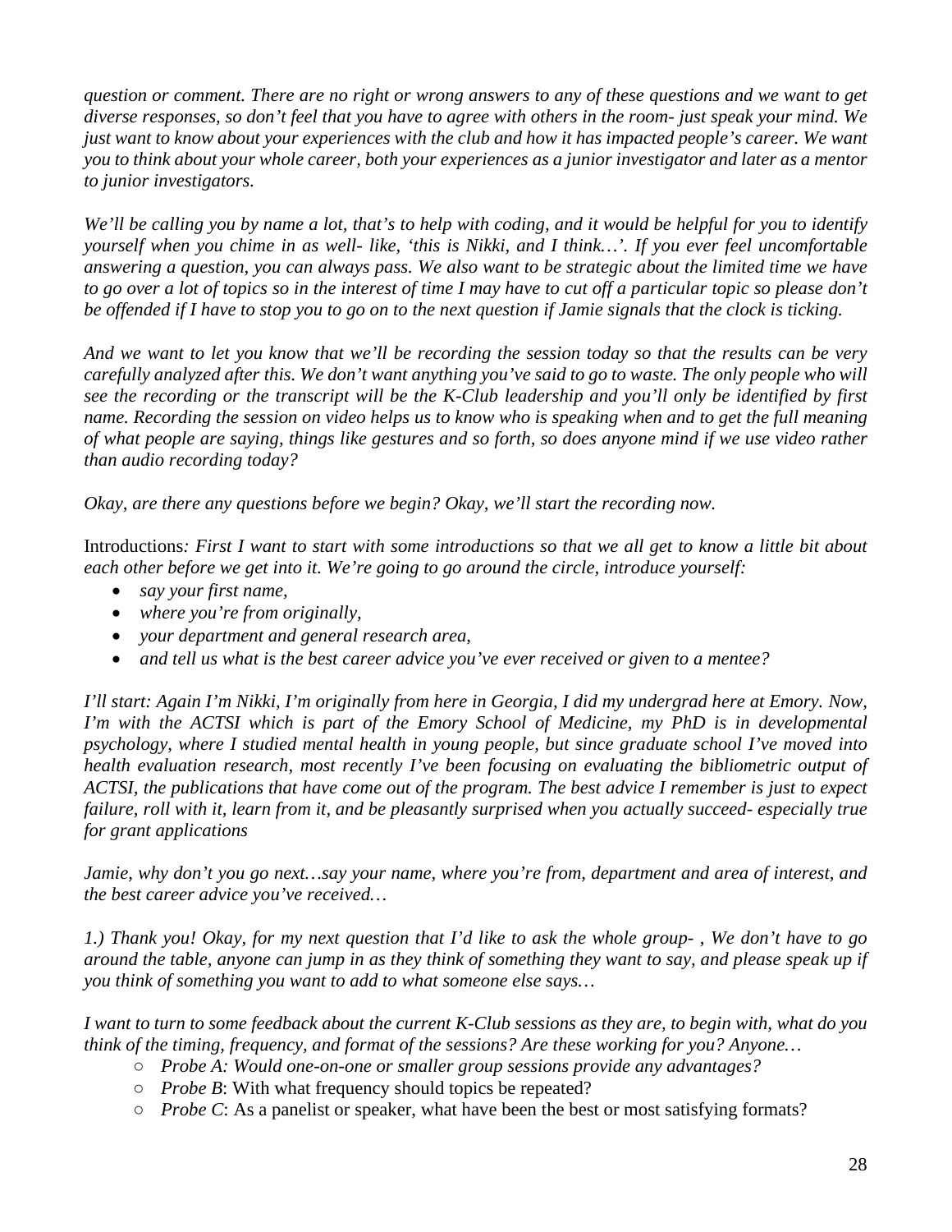*question or comment. There are no right or wrong answers to any of these questions and we want to get diverse responses, so don't feel that you have to agree with others in the room- just speak your mind. We just want to know about your experiences with the club and how it has impacted people's career. We want you to think about your whole career, both your experiences as a junior investigator and later as a mentor to junior investigators.*

*We'll be calling you by name a lot, that's to help with coding, and it would be helpful for you to identify yourself when you chime in as well- like, 'this is Nikki, and I think…'. If you ever feel uncomfortable answering a question, you can always pass. We also want to be strategic about the limited time we have to go over a lot of topics so in the interest of time I may have to cut off a particular topic so please don't be offended if I have to stop you to go on to the next question if Jamie signals that the clock is ticking.*

*And we want to let you know that we'll be recording the session today so that the results can be very carefully analyzed after this. We don't want anything you've said to go to waste. The only people who will see the recording or the transcript will be the K-Club leadership and you'll only be identified by first name. Recording the session on video helps us to know who is speaking when and to get the full meaning of what people are saying, things like gestures and so forth, so does anyone mind if we use video rather than audio recording today?*

*Okay, are there any questions before we begin? Okay, we'll start the recording now.*

Introductions*: First I want to start with some introductions so that we all get to know a little bit about each other before we get into it. We're going to go around the circle, introduce yourself:*

- *say your first name,*
- *where you're from originally,*
- *your department and general research area,*
- *and tell us what is the best career advice you've ever received or given to a mentee?*

*I'll start: Again I'm Nikki, I'm originally from here in Georgia, I did my undergrad here at Emory. Now, I'm with the ACTSI which is part of the Emory School of Medicine, my PhD is in developmental psychology, where I studied mental health in young people, but since graduate school I've moved into health evaluation research, most recently I've been focusing on evaluating the bibliometric output of ACTSI, the publications that have come out of the program. The best advice I remember is just to expect failure, roll with it, learn from it, and be pleasantly surprised when you actually succeed- especially true for grant applications*

*Jamie, why don't you go next…say your name, where you're from, department and area of interest, and the best career advice you've received…*

*1.) Thank you! Okay, for my next question that I'd like to ask the whole group- , We don't have to go around the table, anyone can jump in as they think of something they want to say, and please speak up if you think of something you want to add to what someone else says…*

*I want to turn to some feedback about the current K-Club sessions as they are, to begin with, what do you think of the timing, frequency, and format of the sessions? Are these working for you? Anyone…*

- *Probe A: Would one-on-one or smaller group sessions provide any advantages?*
- *Probe B*: With what frequency should topics be repeated?
- *Probe C*: As a panelist or speaker, what have been the best or most satisfying formats?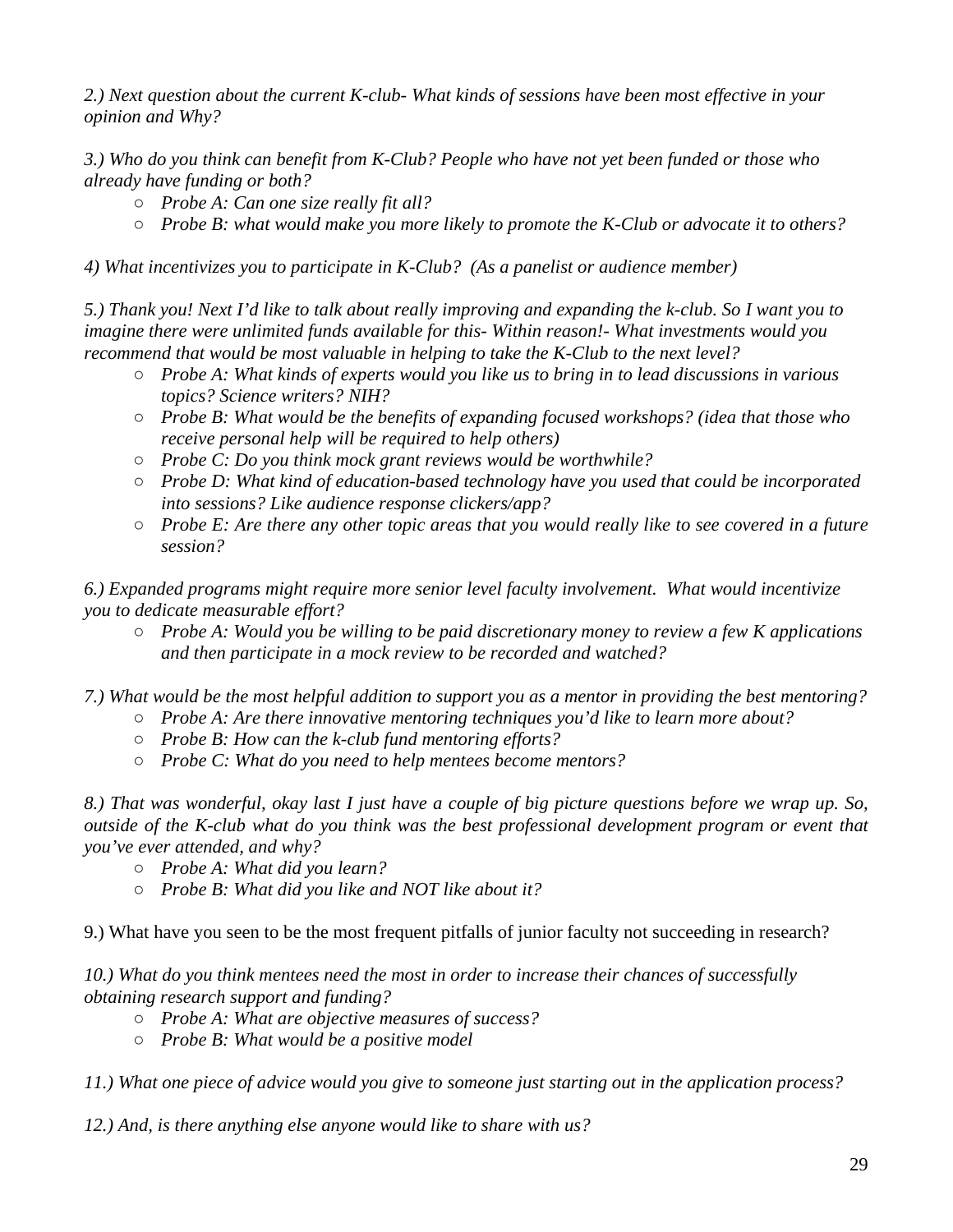*2.) Next question about the current K-club- What kinds of sessions have been most effective in your opinion and Why?*

*3.) Who do you think can benefit from K-Club? People who have not yet been funded or those who already have funding or both?*

- *Probe A: Can one size really fit all?*
- *Probe B: what would make you more likely to promote the K-Club or advocate it to others?*

*4) What incentivizes you to participate in K-Club? (As a panelist or audience member)*

*5.) Thank you! Next I'd like to talk about really improving and expanding the k-club. So I want you to imagine there were unlimited funds available for this- Within reason!- What investments would you recommend that would be most valuable in helping to take the K-Club to the next level?*

- *Probe A: What kinds of experts would you like us to bring in to lead discussions in various topics? Science writers? NIH?*
- *Probe B: What would be the benefits of expanding focused workshops? (idea that those who receive personal help will be required to help others)*
- *Probe C: Do you think mock grant reviews would be worthwhile?*
- *Probe D: What kind of education-based technology have you used that could be incorporated into sessions? Like audience response clickers/app?*
- *Probe E: Are there any other topic areas that you would really like to see covered in a future session?*

*6.) Expanded programs might require more senior level faculty involvement. What would incentivize you to dedicate measurable effort?*

- *Probe A: Would you be willing to be paid discretionary money to review a few K applications and then participate in a mock review to be recorded and watched?*

*7.) What would be the most helpful addition to support you as a mentor in providing the best mentoring?*

- *Probe A: Are there innovative mentoring techniques you'd like to learn more about?*
- *Probe B: How can the k-club fund mentoring efforts?*
- *Probe C: What do you need to help mentees become mentors?*

*8.) That was wonderful, okay last I just have a couple of big picture questions before we wrap up. So, outside of the K-club what do you think was the best professional development program or event that you've ever attended, and why?*

- *Probe A: What did you learn?*
- *Probe B: What did you like and NOT like about it?*

9.) What have you seen to be the most frequent pitfalls of junior faculty not succeeding in research?

*10.) What do you think mentees need the most in order to increase their chances of successfully obtaining research support and funding?*

- *Probe A: What are objective measures of success?*
- *Probe B: What would be a positive model*

*11.) What one piece of advice would you give to someone just starting out in the application process?*

*12.) And, is there anything else anyone would like to share with us?*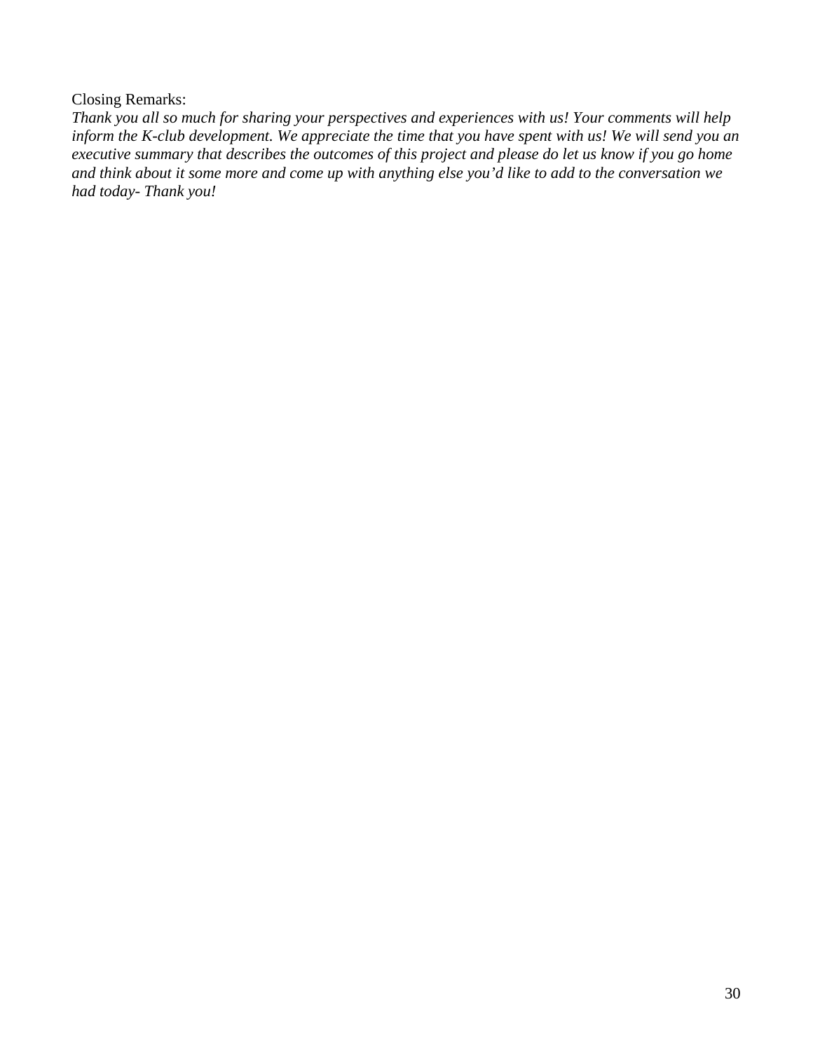Closing Remarks:

*Thank you all so much for sharing your perspectives and experiences with us! Your comments will help inform the K-club development. We appreciate the time that you have spent with us! We will send you an executive summary that describes the outcomes of this project and please do let us know if you go home and think about it some more and come up with anything else you'd like to add to the conversation we had today- Thank you!*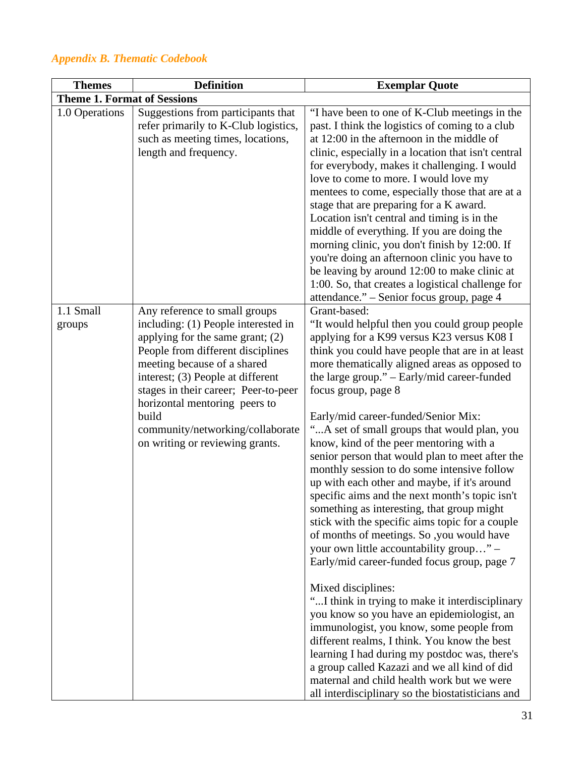*Appendix B. Thematic Codebook*

| Themes | Definition | Exemplar Quote |
|---|---|---|
| **Theme 1. Format of Sessions** | | |
| 1.0 Operations | Suggestions from participants that refer primarily to K-Club logistics, such as meeting times, locations, length and frequency. | "I have been to one of K-Club meetings in the past. I think the logistics of coming to a club at 12:00 in the afternoon in the middle of clinic, especially in a location that isn't central for everybody, makes it challenging. I would love to come to more. I would love my mentees to come, especially those that are at a stage that are preparing for a K award. Location isn't central and timing is in the middle of everything. If you are doing the morning clinic, you don't finish by 12:00. If you're doing an afternoon clinic you have to be leaving by around 12:00 to make clinic at 1:00. So, that creates a logistical challenge for attendance." – Senior focus group, page 4 |
| 1.1 Small groups | Any reference to small groups including: (1) People interested in applying for the same grant; (2) People from different disciplines meeting because of a shared interest; (3) People at different stages in their career; Peer-to-peer horizontal mentoring peers to build community/networking/collaborate on writing or reviewing grants. | Grant-based:<br>"It would helpful then you could group people applying for a K99 versus K23 versus K08 I think you could have people that are in at least more thematically aligned areas as opposed to the large group." – Early/mid career-funded focus group, page 8<br><br>Early/mid career-funded/Senior Mix:<br>"...A set of small groups that would plan, you know, kind of the peer mentoring with a senior person that would plan to meet after the monthly session to do some intensive follow up with each other and maybe, if it's around specific aims and the next month's topic isn't something as interesting, that group might stick with the specific aims topic for a couple of months of meetings. So ,you would have your own little accountability group…" – Early/mid career-funded focus group, page 7<br><br>Mixed disciplines:<br>"...I think in trying to make it interdisciplinary you know so you have an epidemiologist, an immunologist, you know, some people from different realms, I think. You know the best learning I had during my postdoc was, there's a group called Kazazi and we all kind of did maternal and child health work but we were all interdisciplinary so the biostatisticians and |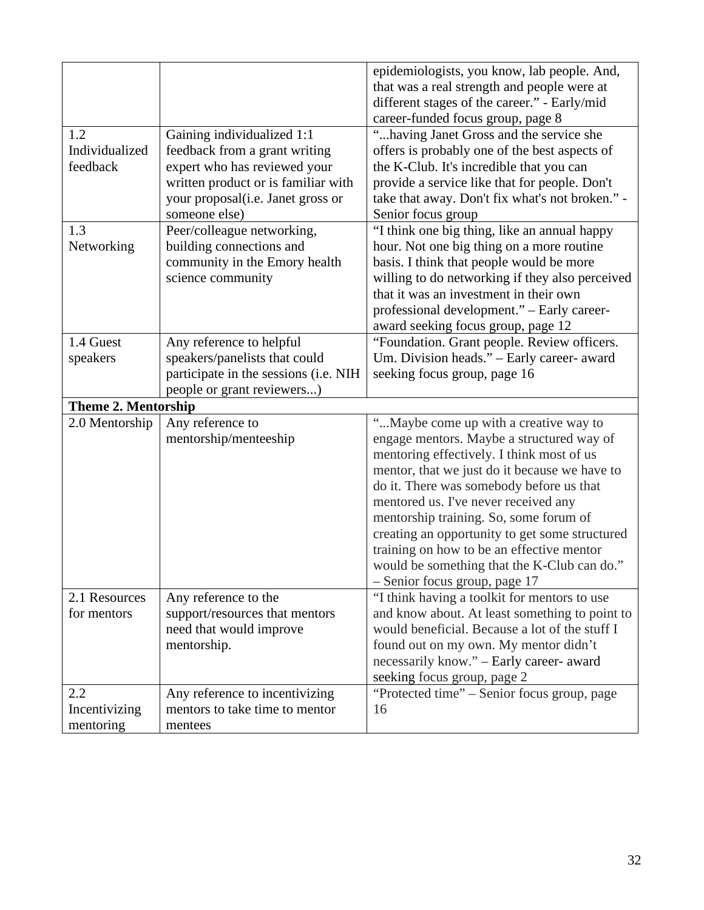| | | |
|---|---|---|
| | | epidemiologists, you know, lab people. And, that was a real strength and people were at different stages of the career." - Early/mid career-funded focus group, page 8 |
| 1.2 Individualized feedback | Gaining individualized 1:1 feedback from a grant writing expert who has reviewed your written product or is familiar with your proposal(i.e. Janet gross or someone else) | "...having Janet Gross and the service she offers is probably one of the best aspects of the K-Club. It's incredible that you can provide a service like that for people. Don't take that away. Don't fix what's not broken." - Senior focus group |
| 1.3 Networking | Peer/colleague networking, building connections and community in the Emory health science community | "I think one big thing, like an annual happy hour. Not one big thing on a more routine basis. I think that people would be more willing to do networking if they also perceived that it was an investment in their own professional development." – Early career-award seeking focus group, page 12 |
| 1.4 Guest speakers | Any reference to helpful speakers/panelists that could participate in the sessions (i.e. NIH people or grant reviewers...) | "Foundation. Grant people. Review officers. Um. Division heads." – Early career- award seeking focus group, page 16 |
| **Theme 2. Mentorship** | | |
| 2.0 Mentorship | Any reference to mentorship/menteeship | "...Maybe come up with a creative way to engage mentors. Maybe a structured way of mentoring effectively. I think most of us mentor, that we just do it because we have to do it. There was somebody before us that mentored us. I've never received any mentorship training. So, some forum of creating an opportunity to get some structured training on how to be an effective mentor would be something that the K-Club can do." – Senior focus group, page 17 |
| 2.1 Resources for mentors | Any reference to the support/resources that mentors need that would improve mentorship. | "I think having a toolkit for mentors to use and know about. At least something to point to would beneficial. Because a lot of the stuff I found out on my own. My mentor didn't necessarily know." – Early career- award seeking focus group, page 2 |
| 2.2 Incentivizing mentoring | Any reference to incentivizing mentors to take time to mentor mentees | "Protected time" – Senior focus group, page 16 |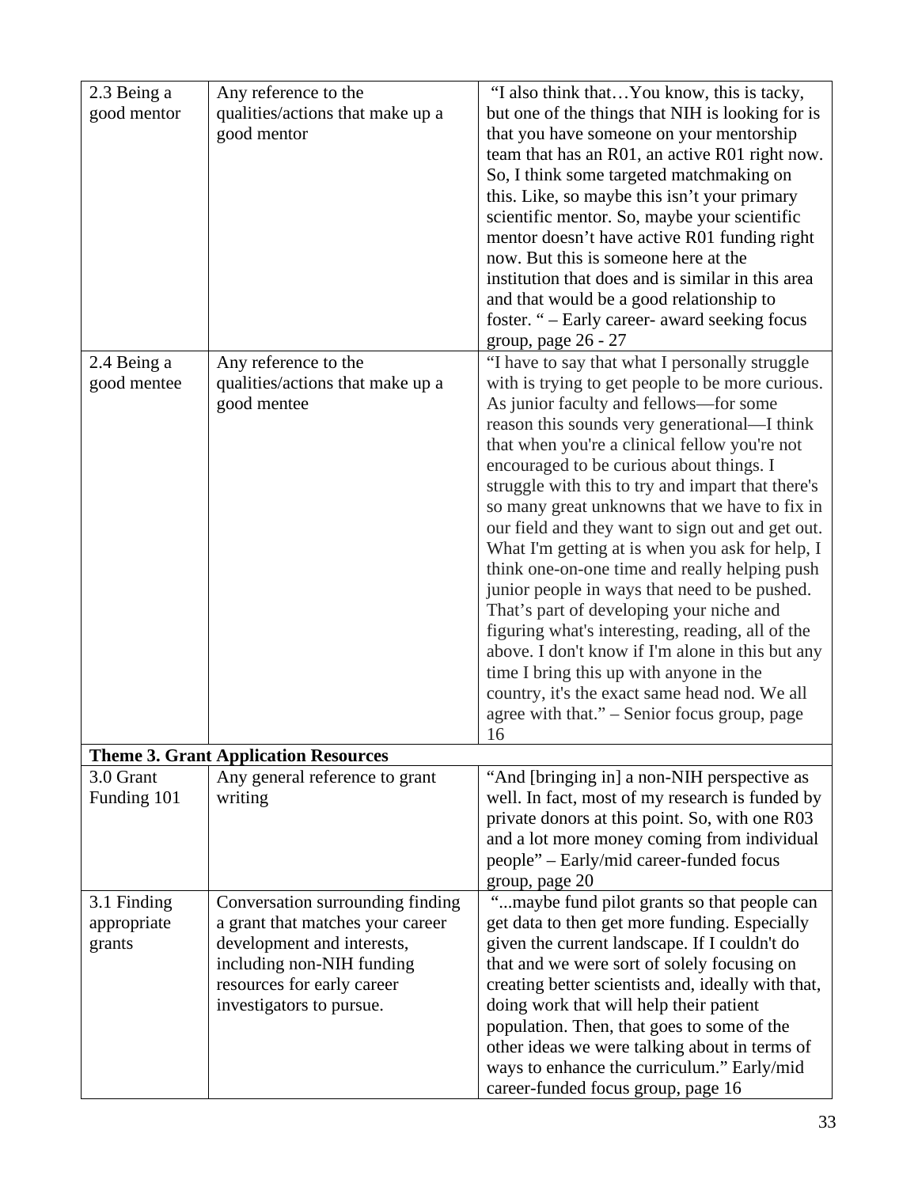| | | |
|---|---|---|
| 2.3 Being a good mentor | Any reference to the qualities/actions that make up a good mentor | "I also think that…You know, this is tacky, but one of the things that NIH is looking for is that you have someone on your mentorship team that has an R01, an active R01 right now. So, I think some targeted matchmaking on this. Like, so maybe this isn't your primary scientific mentor. So, maybe your scientific mentor doesn't have active R01 funding right now. But this is someone here at the institution that does and is similar in this area and that would be a good relationship to foster. " – Early career- award seeking focus group, page 26 - 27 |
| 2.4 Being a good mentee | Any reference to the qualities/actions that make up a good mentee | "I have to say that what I personally struggle with is trying to get people to be more curious. As junior faculty and fellows—for some reason this sounds very generational—I think that when you're a clinical fellow you're not encouraged to be curious about things. I struggle with this to try and impart that there's so many great unknowns that we have to fix in our field and they want to sign out and get out. What I'm getting at is when you ask for help, I think one-on-one time and really helping push junior people in ways that need to be pushed. That's part of developing your niche and figuring what's interesting, reading, all of the above. I don't know if I'm alone in this but any time I bring this up with anyone in the country, it's the exact same head nod. We all agree with that." – Senior focus group, page 16 |
| **Theme 3. Grant Application Resources** | | |
| 3.0 Grant Funding 101 | Any general reference to grant writing | "And [bringing in] a non-NIH perspective as well. In fact, most of my research is funded by private donors at this point. So, with one R03 and a lot more money coming from individual people" – Early/mid career-funded focus group, page 20 |
| 3.1 Finding appropriate grants | Conversation surrounding finding a grant that matches your career development and interests, including non-NIH funding resources for early career investigators to pursue. | "...maybe fund pilot grants so that people can get data to then get more funding. Especially given the current landscape. If I couldn't do that and we were sort of solely focusing on creating better scientists and, ideally with that, doing work that will help their patient population. Then, that goes to some of the other ideas we were talking about in terms of ways to enhance the curriculum." Early/mid career-funded focus group, page 16 |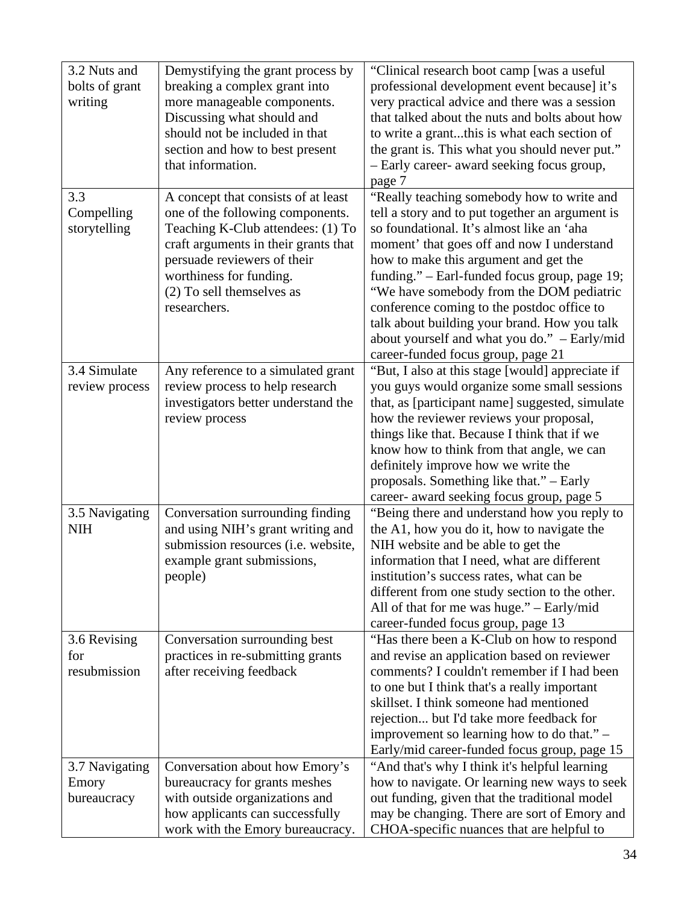| 3.2 Nuts and bolts of grant writing | Demystifying the grant process by breaking a complex grant into more manageable components. Discussing what should and should not be included in that section and how to best present that information. | "Clinical research boot camp [was a useful professional development event because] it's very practical advice and there was a session that talked about the nuts and bolts about how to write a grant...this is what each section of the grant is. This what you should never put." – Early career- award seeking focus group, page 7 |
|---|---|---|
| 3.3 Compelling storytelling | A concept that consists of at least one of the following components. Teaching K-Club attendees: (1) To craft arguments in their grants that persuade reviewers of their worthiness for funding. (2) To sell themselves as researchers. | "Really teaching somebody how to write and tell a story and to put together an argument is so foundational. It's almost like an 'aha moment' that goes off and now I understand how to make this argument and get the funding." – Earl-funded focus group, page 19; "We have somebody from the DOM pediatric conference coming to the postdoc office to talk about building your brand. How you talk about yourself and what you do." – Early/mid career-funded focus group, page 21 |
| 3.4 Simulate review process | Any reference to a simulated grant review process to help research investigators better understand the review process | "But, I also at this stage [would] appreciate if you guys would organize some small sessions that, as [participant name] suggested, simulate how the reviewer reviews your proposal, things like that. Because I think that if we know how to think from that angle, we can definitely improve how we write the proposals. Something like that." – Early career- award seeking focus group, page 5 |
| 3.5 Navigating NIH | Conversation surrounding finding and using NIH's grant writing and submission resources (i.e. website, example grant submissions, people) | "Being there and understand how you reply to the A1, how you do it, how to navigate the NIH website and be able to get the information that I need, what are different institution's success rates, what can be different from one study section to the other. All of that for me was huge." – Early/mid career-funded focus group, page 13 |
| 3.6 Revising for resubmission | Conversation surrounding best practices in re-submitting grants after receiving feedback | "Has there been a K-Club on how to respond and revise an application based on reviewer comments? I couldn't remember if I had been to one but I think that's a really important skillset. I think someone had mentioned rejection... but I'd take more feedback for improvement so learning how to do that." – Early/mid career-funded focus group, page 15 |
| 3.7 Navigating Emory bureaucracy | Conversation about how Emory's bureaucracy for grants meshes with outside organizations and how applicants can successfully work with the Emory bureaucracy. | "And that's why I think it's helpful learning how to navigate. Or learning new ways to seek out funding, given that the traditional model may be changing. There are sort of Emory and CHOA-specific nuances that are helpful to |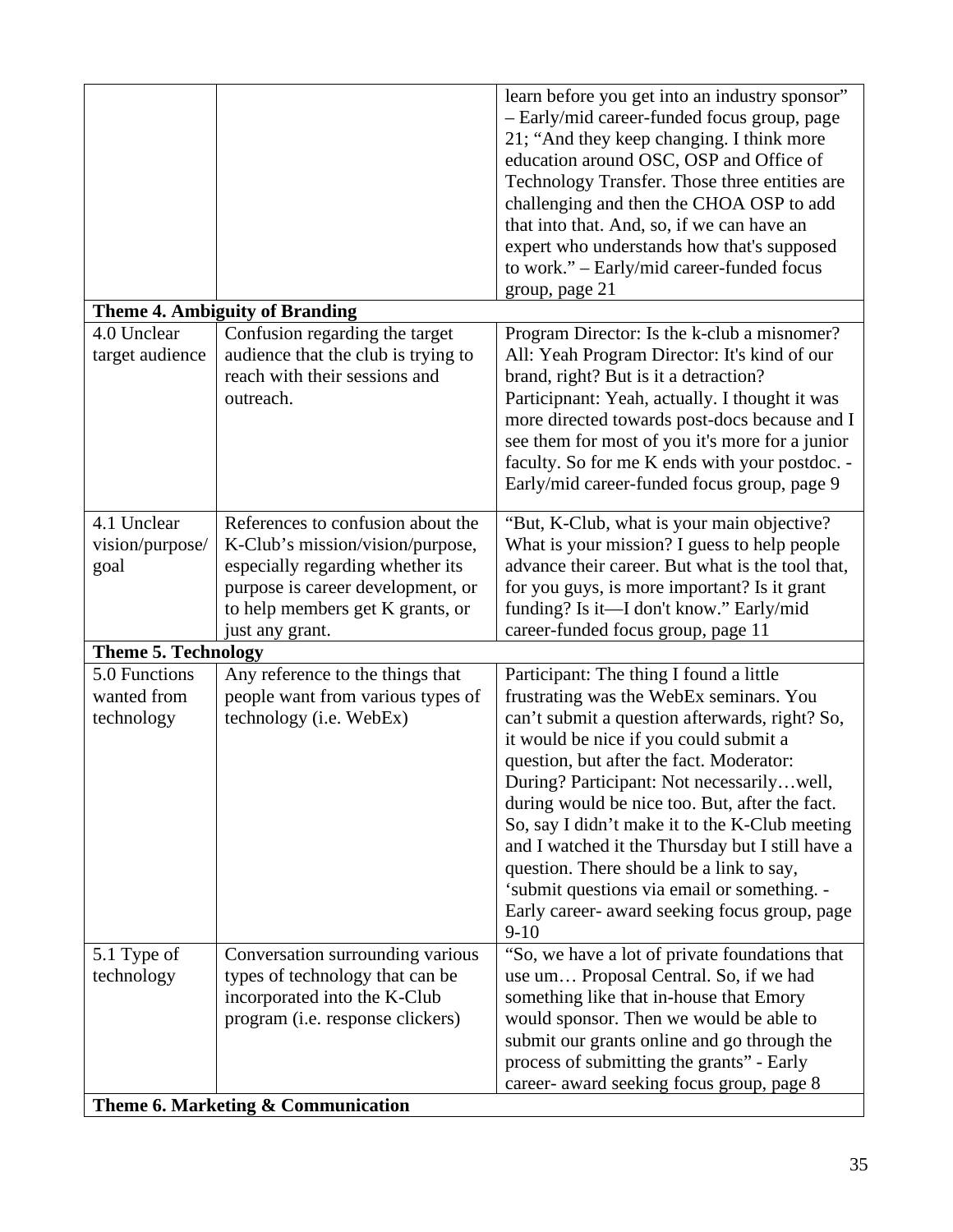| | | |
|---|---|---|
| | | learn before you get into an industry sponsor" – Early/mid career-funded focus group, page 21; "And they keep changing. I think more education around OSC, OSP and Office of Technology Transfer. Those three entities are challenging and then the CHOA OSP to add that into that. And, so, if we can have an expert who understands how that's supposed to work." – Early/mid career-funded focus group, page 21 |
| **Theme 4. Ambiguity of Branding** | | |
| 4.0 Unclear target audience | Confusion regarding the target audience that the club is trying to reach with their sessions and outreach. | Program Director: Is the k-club a misnomer? All: Yeah Program Director: It's kind of our brand, right? But is it a detraction? Participnant: Yeah, actually. I thought it was more directed towards post-docs because and I see them for most of you it's more for a junior faculty. So for me K ends with your postdoc. - Early/mid career-funded focus group, page 9 |
| 4.1 Unclear vision/purpose/ goal | References to confusion about the K-Club's mission/vision/purpose, especially regarding whether its purpose is career development, or to help members get K grants, or just any grant. | "But, K-Club, what is your main objective? What is your mission? I guess to help people advance their career. But what is the tool that, for you guys, is more important? Is it grant funding? Is it—I don't know." Early/mid career-funded focus group, page 11 |
| **Theme 5. Technology** | | |
| 5.0 Functions wanted from technology | Any reference to the things that people want from various types of technology (i.e. WebEx) | Participant: The thing I found a little frustrating was the WebEx seminars. You can't submit a question afterwards, right? So, it would be nice if you could submit a question, but after the fact. Moderator: During? Participant: Not necessarily…well, during would be nice too. But, after the fact. So, say I didn't make it to the K-Club meeting and I watched it the Thursday but I still have a question. There should be a link to say, 'submit questions via email or something. - Early career- award seeking focus group, page 9-10 |
| 5.1 Type of technology | Conversation surrounding various types of technology that can be incorporated into the K-Club program (i.e. response clickers) | "So, we have a lot of private foundations that use um… Proposal Central. So, if we had something like that in-house that Emory would sponsor. Then we would be able to submit our grants online and go through the process of submitting the grants" - Early career- award seeking focus group, page 8 |
| **Theme 6. Marketing & Communication** | | |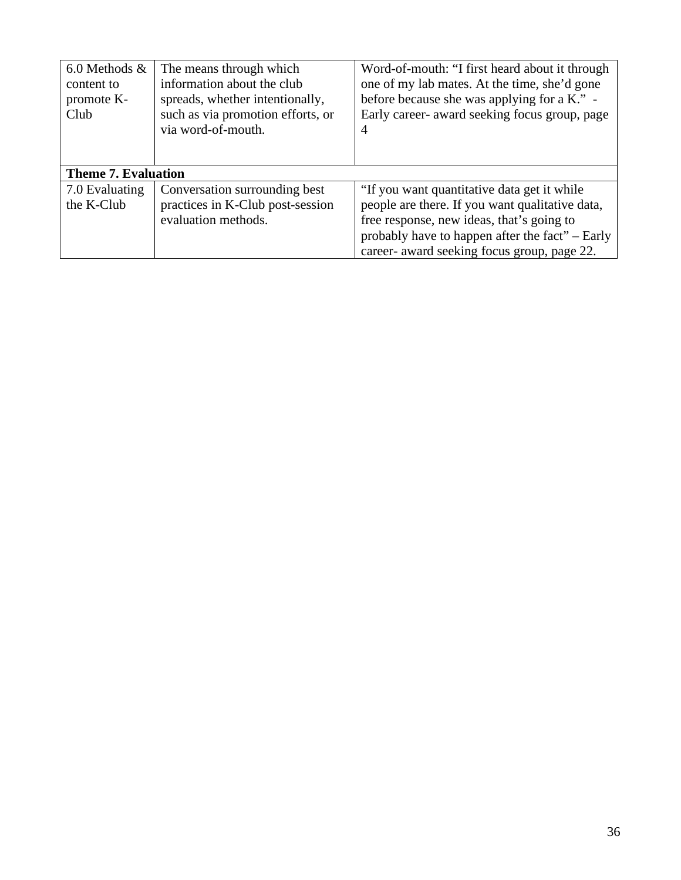| | | |
|---|---|---|
| 6.0 Methods & content to promote K-Club | The means through which information about the club spreads, whether intentionally, such as via promotion efforts, or via word-of-mouth. | Word-of-mouth: "I first heard about it through one of my lab mates. At the time, she'd gone before because she was applying for a K." - Early career- award seeking focus group, page 4 |
| **Theme 7. Evaluation** | | |
| 7.0 Evaluating the K-Club | Conversation surrounding best practices in K-Club post-session evaluation methods. | "If you want quantitative data get it while people are there. If you want qualitative data, free response, new ideas, that's going to probably have to happen after the fact" – Early career- award seeking focus group, page 22. |